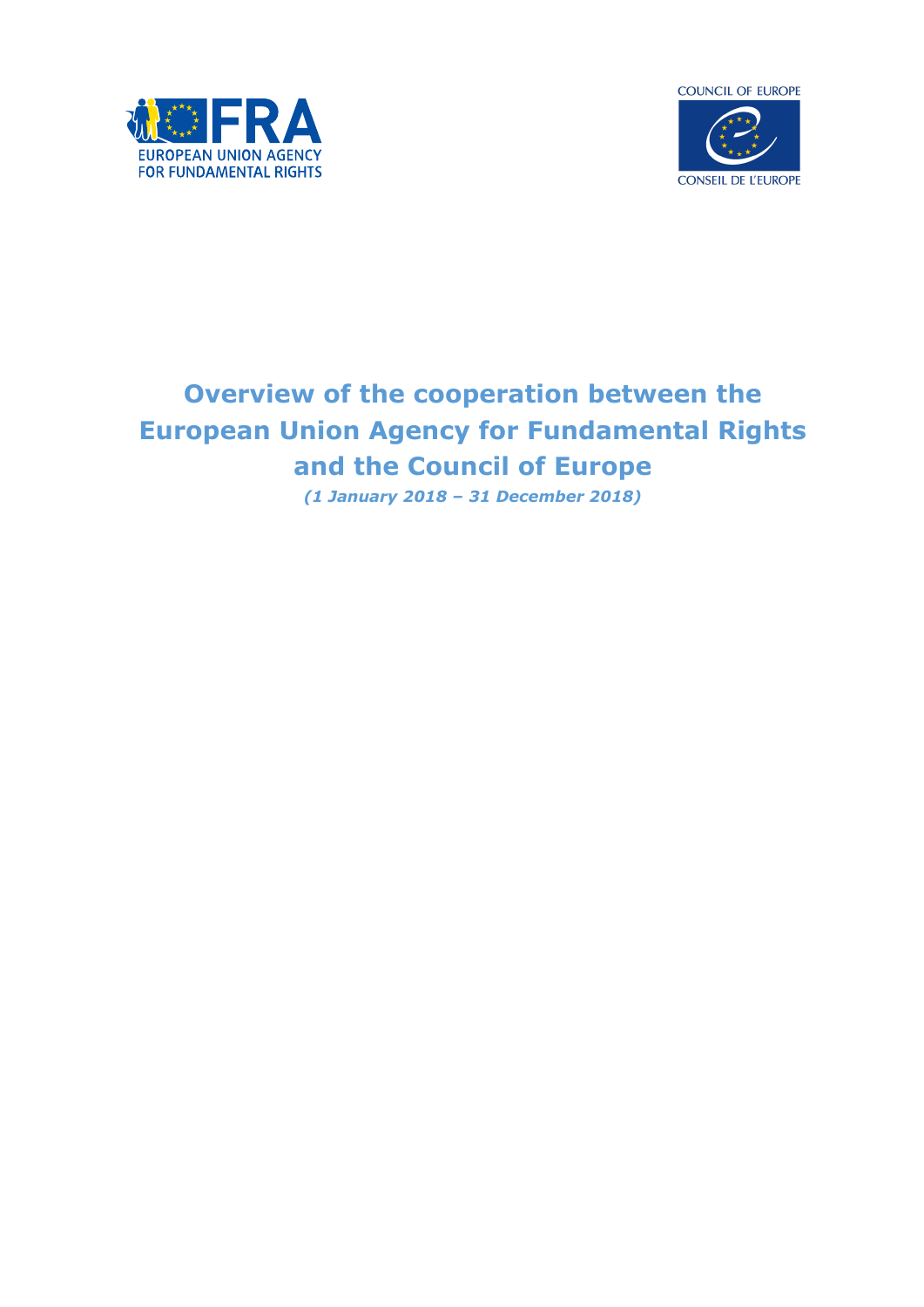# Overview of the cooperation between the European Union Agency for Fundamental Rights and the Council of Europe

*(1 January 2018 – 31 December 2018)*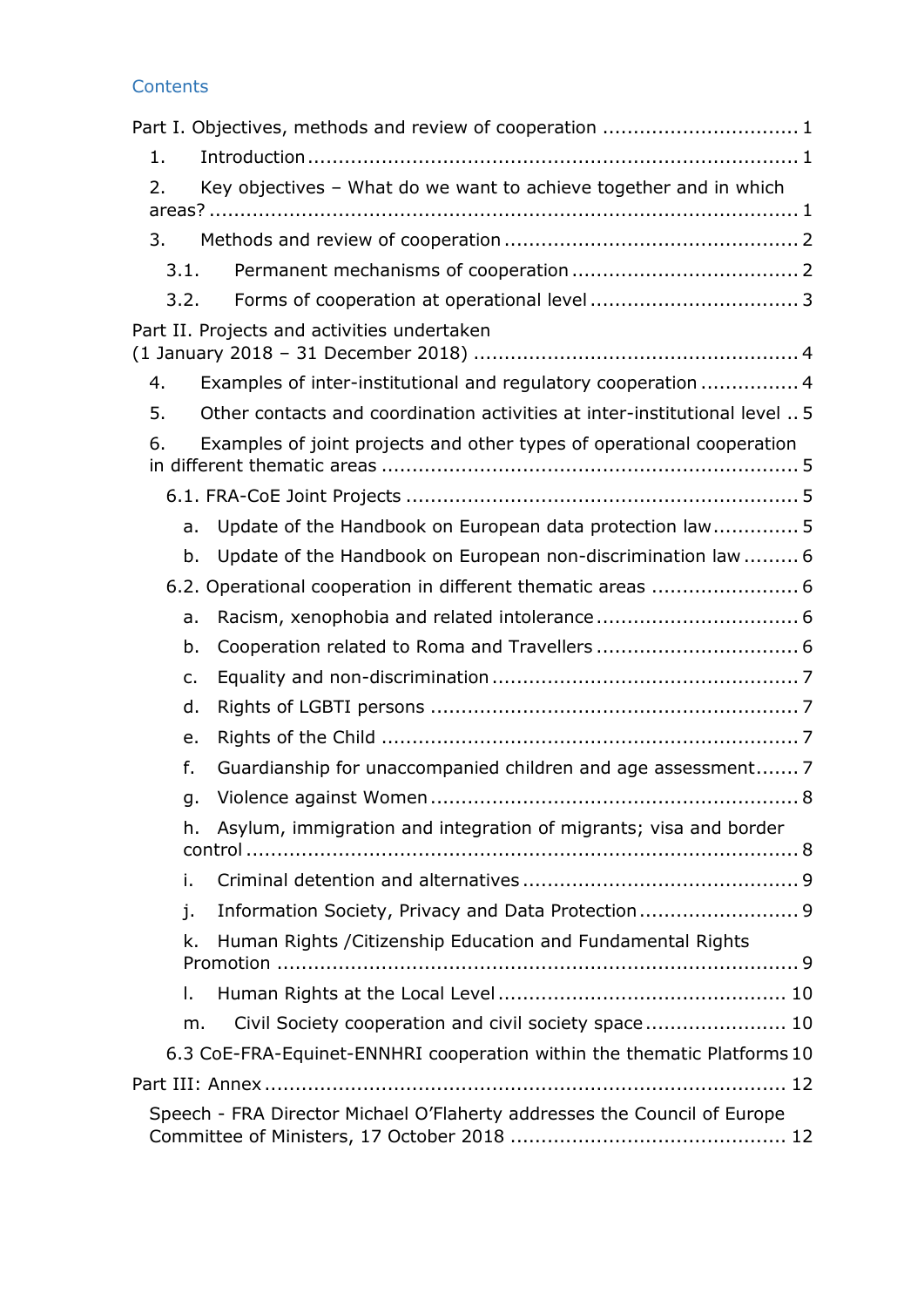## Contents

Part I. Objectives, methods and review of cooperation ... 1

1. Introduction ... 1
2. Key objectives – What do we want to achieve together and in which areas? ... 1
3. Methods and review of cooperation ... 2
   - 3.1. Permanent mechanisms of cooperation ... 2
   - 3.2. Forms of cooperation at operational level ... 3

Part II. Projects and activities undertaken (1 January 2018 – 31 December 2018) ... 4

4. Examples of inter-institutional and regulatory cooperation ... 4
5. Other contacts and coordination activities at inter-institutional level ... 5
6. Examples of joint projects and other types of operational cooperation in different thematic areas ... 5
   - 6.1. FRA-CoE Joint Projects ... 5
     - a. Update of the Handbook on European data protection law ... 5
     - b. Update of the Handbook on European non-discrimination law ... 6
   - 6.2. Operational cooperation in different thematic areas ... 6
     - a. Racism, xenophobia and related intolerance ... 6
     - b. Cooperation related to Roma and Travellers ... 6
     - c. Equality and non-discrimination ... 7
     - d. Rights of LGBTI persons ... 7
     - e. Rights of the Child ... 7
     - f. Guardianship for unaccompanied children and age assessment ... 7
     - g. Violence against Women ... 8
     - h. Asylum, immigration and integration of migrants; visa and border control ... 8
     - i. Criminal detention and alternatives ... 9
     - j. Information Society, Privacy and Data Protection ... 9
     - k. Human Rights /Citizenship Education and Fundamental Rights Promotion ... 9
     - l. Human Rights at the Local Level ... 10
     - m. Civil Society cooperation and civil society space ... 10
   - 6.3 CoE-FRA-Equinet-ENNHRI cooperation within the thematic Platforms ... 10

Part III: Annex ... 12

Speech - FRA Director Michael O'Flaherty addresses the Council of Europe Committee of Ministers, 17 October 2018 ... 12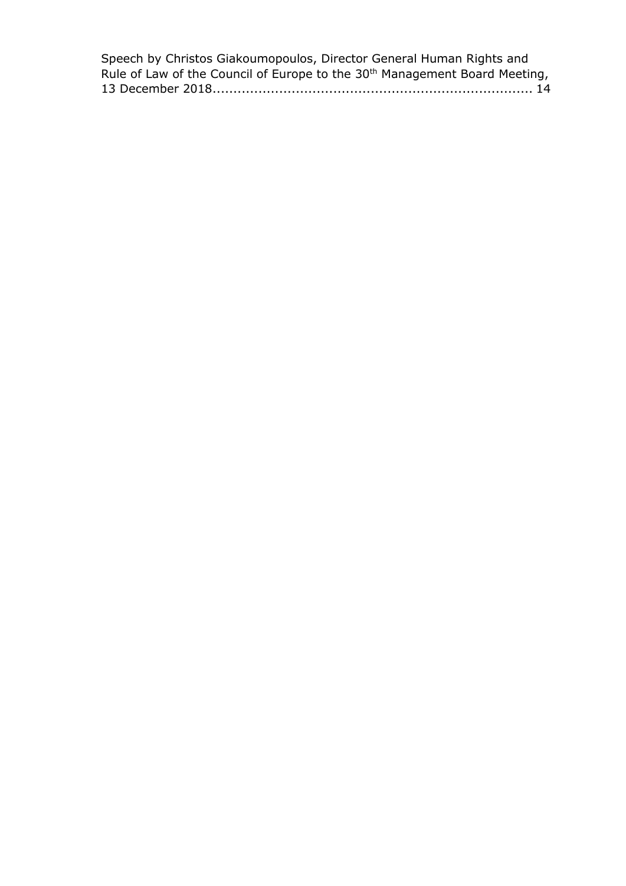Speech by Christos Giakoumopoulos, Director General Human Rights and Rule of Law of the Council of Europe to the 30th Management Board Meeting, 13 December 2018........................................................................... 14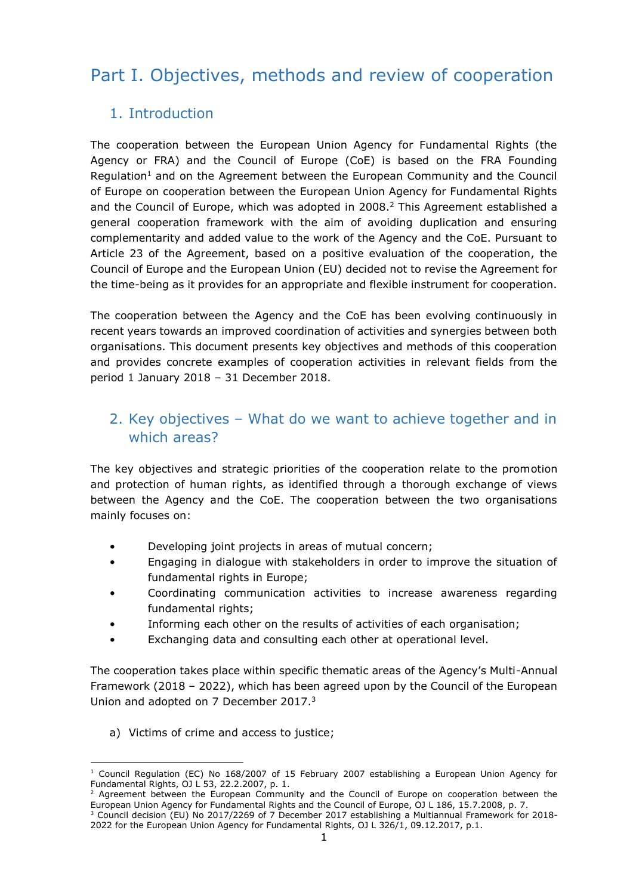# Part I. Objectives, methods and review of cooperation

## 1. Introduction

The cooperation between the European Union Agency for Fundamental Rights (the Agency or FRA) and the Council of Europe (CoE) is based on the FRA Founding Regulation[1] and on the Agreement between the European Community and the Council of Europe on cooperation between the European Union Agency for Fundamental Rights and the Council of Europe, which was adopted in 2008.[2] This Agreement established a general cooperation framework with the aim of avoiding duplication and ensuring complementarity and added value to the work of the Agency and the CoE. Pursuant to Article 23 of the Agreement, based on a positive evaluation of the cooperation, the Council of Europe and the European Union (EU) decided not to revise the Agreement for the time-being as it provides for an appropriate and flexible instrument for cooperation.

The cooperation between the Agency and the CoE has been evolving continuously in recent years towards an improved coordination of activities and synergies between both organisations. This document presents key objectives and methods of this cooperation and provides concrete examples of cooperation activities in relevant fields from the period 1 January 2018 – 31 December 2018.

## 2. Key objectives – What do we want to achieve together and in which areas?

The key objectives and strategic priorities of the cooperation relate to the promotion and protection of human rights, as identified through a thorough exchange of views between the Agency and the CoE. The cooperation between the two organisations mainly focuses on:

- Developing joint projects in areas of mutual concern;
- Engaging in dialogue with stakeholders in order to improve the situation of fundamental rights in Europe;
- Coordinating communication activities to increase awareness regarding fundamental rights;
- Informing each other on the results of activities of each organisation;
- Exchanging data and consulting each other at operational level.

The cooperation takes place within specific thematic areas of the Agency's Multi-Annual Framework (2018 – 2022), which has been agreed upon by the Council of the European Union and adopted on 7 December 2017.[3]

a) Victims of crime and access to justice;

---

[1] Council Regulation (EC) No 168/2007 of 15 February 2007 establishing a European Union Agency for Fundamental Rights, OJ L 53, 22.2.2007, p. 1.

[2] Agreement between the European Community and the Council of Europe on cooperation between the European Union Agency for Fundamental Rights and the Council of Europe, OJ L 186, 15.7.2008, p. 7.

[3] Council decision (EU) No 2017/2269 of 7 December 2017 establishing a Multiannual Framework for 2018-2022 for the European Union Agency for Fundamental Rights, OJ L 326/1, 09.12.2017, p.1.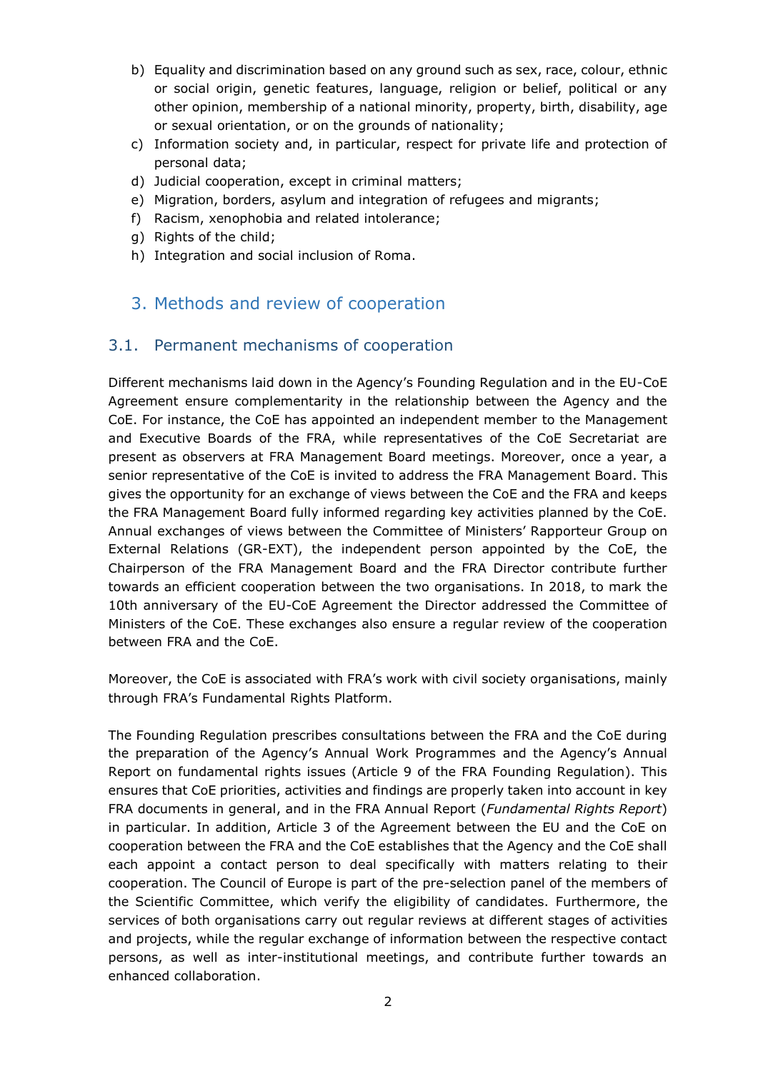b) Equality and discrimination based on any ground such as sex, race, colour, ethnic or social origin, genetic features, language, religion or belief, political or any other opinion, membership of a national minority, property, birth, disability, age or sexual orientation, or on the grounds of nationality;
c) Information society and, in particular, respect for private life and protection of personal data;
d) Judicial cooperation, except in criminal matters;
e) Migration, borders, asylum and integration of refugees and migrants;
f) Racism, xenophobia and related intolerance;
g) Rights of the child;
h) Integration and social inclusion of Roma.

## 3. Methods and review of cooperation

### 3.1. Permanent mechanisms of cooperation

Different mechanisms laid down in the Agency's Founding Regulation and in the EU-CoE Agreement ensure complementarity in the relationship between the Agency and the CoE. For instance, the CoE has appointed an independent member to the Management and Executive Boards of the FRA, while representatives of the CoE Secretariat are present as observers at FRA Management Board meetings. Moreover, once a year, a senior representative of the CoE is invited to address the FRA Management Board. This gives the opportunity for an exchange of views between the CoE and the FRA and keeps the FRA Management Board fully informed regarding key activities planned by the CoE. Annual exchanges of views between the Committee of Ministers' Rapporteur Group on External Relations (GR-EXT), the independent person appointed by the CoE, the Chairperson of the FRA Management Board and the FRA Director contribute further towards an efficient cooperation between the two organisations. In 2018, to mark the 10th anniversary of the EU-CoE Agreement the Director addressed the Committee of Ministers of the CoE. These exchanges also ensure a regular review of the cooperation between FRA and the CoE.

Moreover, the CoE is associated with FRA's work with civil society organisations, mainly through FRA's Fundamental Rights Platform.

The Founding Regulation prescribes consultations between the FRA and the CoE during the preparation of the Agency's Annual Work Programmes and the Agency's Annual Report on fundamental rights issues (Article 9 of the FRA Founding Regulation). This ensures that CoE priorities, activities and findings are properly taken into account in key FRA documents in general, and in the FRA Annual Report (*Fundamental Rights Report*) in particular. In addition, Article 3 of the Agreement between the EU and the CoE on cooperation between the FRA and the CoE establishes that the Agency and the CoE shall each appoint a contact person to deal specifically with matters relating to their cooperation. The Council of Europe is part of the pre-selection panel of the members of the Scientific Committee, which verify the eligibility of candidates. Furthermore, the services of both organisations carry out regular reviews at different stages of activities and projects, while the regular exchange of information between the respective contact persons, as well as inter-institutional meetings, and contribute further towards an enhanced collaboration.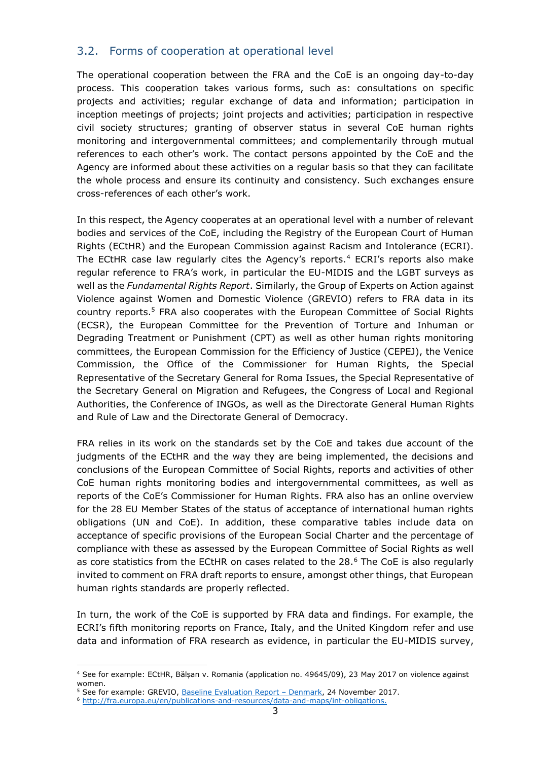## 3.2. Forms of cooperation at operational level

The operational cooperation between the FRA and the CoE is an ongoing day-to-day process. This cooperation takes various forms, such as: consultations on specific projects and activities; regular exchange of data and information; participation in inception meetings of projects; joint projects and activities; participation in respective civil society structures; granting of observer status in several CoE human rights monitoring and intergovernmental committees; and complementarily through mutual references to each other's work. The contact persons appointed by the CoE and the Agency are informed about these activities on a regular basis so that they can facilitate the whole process and ensure its continuity and consistency. Such exchanges ensure cross-references of each other's work.

In this respect, the Agency cooperates at an operational level with a number of relevant bodies and services of the CoE, including the Registry of the European Court of Human Rights (ECtHR) and the European Commission against Racism and Intolerance (ECRI). The ECtHR case law regularly cites the Agency's reports.[4] ECRI's reports also make regular reference to FRA's work, in particular the EU-MIDIS and the LGBT surveys as well as the *Fundamental Rights Report*. Similarly, the Group of Experts on Action against Violence against Women and Domestic Violence (GREVIO) refers to FRA data in its country reports.[5] FRA also cooperates with the European Committee of Social Rights (ECSR), the European Committee for the Prevention of Torture and Inhuman or Degrading Treatment or Punishment (CPT) as well as other human rights monitoring committees, the European Commission for the Efficiency of Justice (CEPEJ), the Venice Commission, the Office of the Commissioner for Human Rights, the Special Representative of the Secretary General for Roma Issues, the Special Representative of the Secretary General on Migration and Refugees, the Congress of Local and Regional Authorities, the Conference of INGOs, as well as the Directorate General Human Rights and Rule of Law and the Directorate General of Democracy.

FRA relies in its work on the standards set by the CoE and takes due account of the judgments of the ECtHR and the way they are being implemented, the decisions and conclusions of the European Committee of Social Rights, reports and activities of other CoE human rights monitoring bodies and intergovernmental committees, as well as reports of the CoE's Commissioner for Human Rights. FRA also has an online overview for the 28 EU Member States of the status of acceptance of international human rights obligations (UN and CoE). In addition, these comparative tables include data on acceptance of specific provisions of the European Social Charter and the percentage of compliance with these as assessed by the European Committee of Social Rights as well as core statistics from the ECtHR on cases related to the 28.[6] The CoE is also regularly invited to comment on FRA draft reports to ensure, amongst other things, that European human rights standards are properly reflected.

In turn, the work of the CoE is supported by FRA data and findings. For example, the ECRI's fifth monitoring reports on France, Italy, and the United Kingdom refer and use data and information of FRA research as evidence, in particular the EU-MIDIS survey,

---

[4] See for example: ECtHR, Bălșan v. Romania (application no. 49645/09), 23 May 2017 on violence against women.

[5] See for example: GREVIO, Baseline Evaluation Report – Denmark, 24 November 2017.

[6] http://fra.europa.eu/en/publications-and-resources/data-and-maps/int-obligations.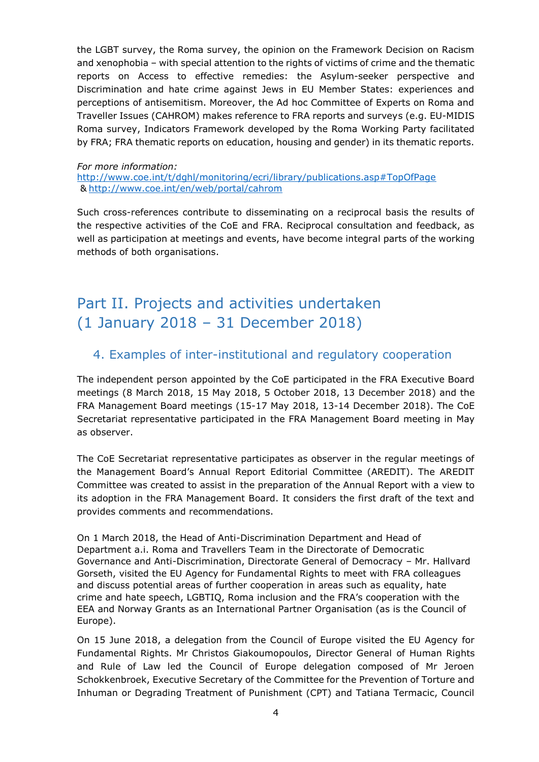the LGBT survey, the Roma survey, the opinion on the Framework Decision on Racism and xenophobia – with special attention to the rights of victims of crime and the thematic reports on Access to effective remedies: the Asylum-seeker perspective and Discrimination and hate crime against Jews in EU Member States: experiences and perceptions of antisemitism. Moreover, the Ad hoc Committee of Experts on Roma and Traveller Issues (CAHROM) makes reference to FRA reports and surveys (e.g. EU-MIDIS Roma survey, Indicators Framework developed by the Roma Working Party facilitated by FRA; FRA thematic reports on education, housing and gender) in its thematic reports.

*For more information:*
[http://www.coe.int/t/dghl/monitoring/ecri/library/publications.asp#TopOfPage](http://www.coe.int/t/dghl/monitoring/ecri/library/publications.asp#TopOfPage)
& [http://www.coe.int/en/web/portal/cahrom](http://www.coe.int/en/web/portal/cahrom)

Such cross-references contribute to disseminating on a reciprocal basis the results of the respective activities of the CoE and FRA. Reciprocal consultation and feedback, as well as participation at meetings and events, have become integral parts of the working methods of both organisations.

# Part II. Projects and activities undertaken (1 January 2018 – 31 December 2018)

## 4. Examples of inter-institutional and regulatory cooperation

The independent person appointed by the CoE participated in the FRA Executive Board meetings (8 March 2018, 15 May 2018, 5 October 2018, 13 December 2018) and the FRA Management Board meetings (15-17 May 2018, 13-14 December 2018). The CoE Secretariat representative participated in the FRA Management Board meeting in May as observer.

The CoE Secretariat representative participates as observer in the regular meetings of the Management Board's Annual Report Editorial Committee (AREDIT). The AREDIT Committee was created to assist in the preparation of the Annual Report with a view to its adoption in the FRA Management Board. It considers the first draft of the text and provides comments and recommendations.

On 1 March 2018, the Head of Anti-Discrimination Department and Head of Department a.i. Roma and Travellers Team in the Directorate of Democratic Governance and Anti-Discrimination, Directorate General of Democracy – Mr. Hallvard Gorseth, visited the EU Agency for Fundamental Rights to meet with FRA colleagues and discuss potential areas of further cooperation in areas such as equality, hate crime and hate speech, LGBTIQ, Roma inclusion and the FRA's cooperation with the EEA and Norway Grants as an International Partner Organisation (as is the Council of Europe).

On 15 June 2018, a delegation from the Council of Europe visited the EU Agency for Fundamental Rights. Mr Christos Giakoumopoulos, Director General of Human Rights and Rule of Law led the Council of Europe delegation composed of Mr Jeroen Schokkenbroek, Executive Secretary of the Committee for the Prevention of Torture and Inhuman or Degrading Treatment of Punishment (CPT) and Tatiana Termacic, Council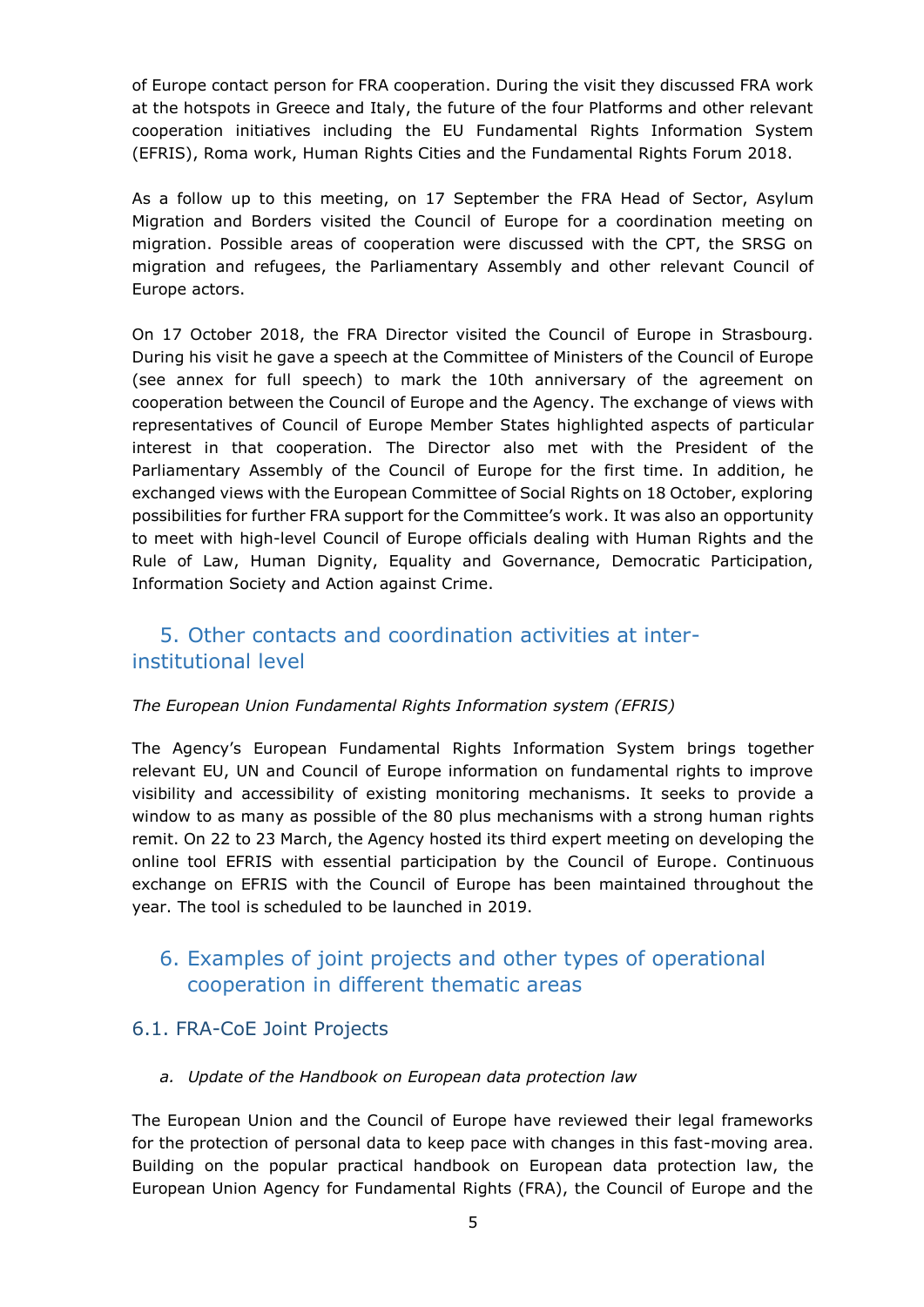of Europe contact person for FRA cooperation. During the visit they discussed FRA work at the hotspots in Greece and Italy, the future of the four Platforms and other relevant cooperation initiatives including the EU Fundamental Rights Information System (EFRIS), Roma work, Human Rights Cities and the Fundamental Rights Forum 2018.

As a follow up to this meeting, on 17 September the FRA Head of Sector, Asylum Migration and Borders visited the Council of Europe for a coordination meeting on migration. Possible areas of cooperation were discussed with the CPT, the SRSG on migration and refugees, the Parliamentary Assembly and other relevant Council of Europe actors.

On 17 October 2018, the FRA Director visited the Council of Europe in Strasbourg. During his visit he gave a speech at the Committee of Ministers of the Council of Europe (see annex for full speech) to mark the 10th anniversary of the agreement on cooperation between the Council of Europe and the Agency. The exchange of views with representatives of Council of Europe Member States highlighted aspects of particular interest in that cooperation. The Director also met with the President of the Parliamentary Assembly of the Council of Europe for the first time. In addition, he exchanged views with the European Committee of Social Rights on 18 October, exploring possibilities for further FRA support for the Committee's work. It was also an opportunity to meet with high-level Council of Europe officials dealing with Human Rights and the Rule of Law, Human Dignity, Equality and Governance, Democratic Participation, Information Society and Action against Crime.

## 5. Other contacts and coordination activities at inter-institutional level

*The European Union Fundamental Rights Information system (EFRIS)*

The Agency's European Fundamental Rights Information System brings together relevant EU, UN and Council of Europe information on fundamental rights to improve visibility and accessibility of existing monitoring mechanisms. It seeks to provide a window to as many as possible of the 80 plus mechanisms with a strong human rights remit. On 22 to 23 March, the Agency hosted its third expert meeting on developing the online tool EFRIS with essential participation by the Council of Europe. Continuous exchange on EFRIS with the Council of Europe has been maintained throughout the year. The tool is scheduled to be launched in 2019.

## 6. Examples of joint projects and other types of operational cooperation in different thematic areas

### 6.1. FRA-CoE Joint Projects

*a. Update of the Handbook on European data protection law*

The European Union and the Council of Europe have reviewed their legal frameworks for the protection of personal data to keep pace with changes in this fast-moving area. Building on the popular practical handbook on European data protection law, the European Union Agency for Fundamental Rights (FRA), the Council of Europe and the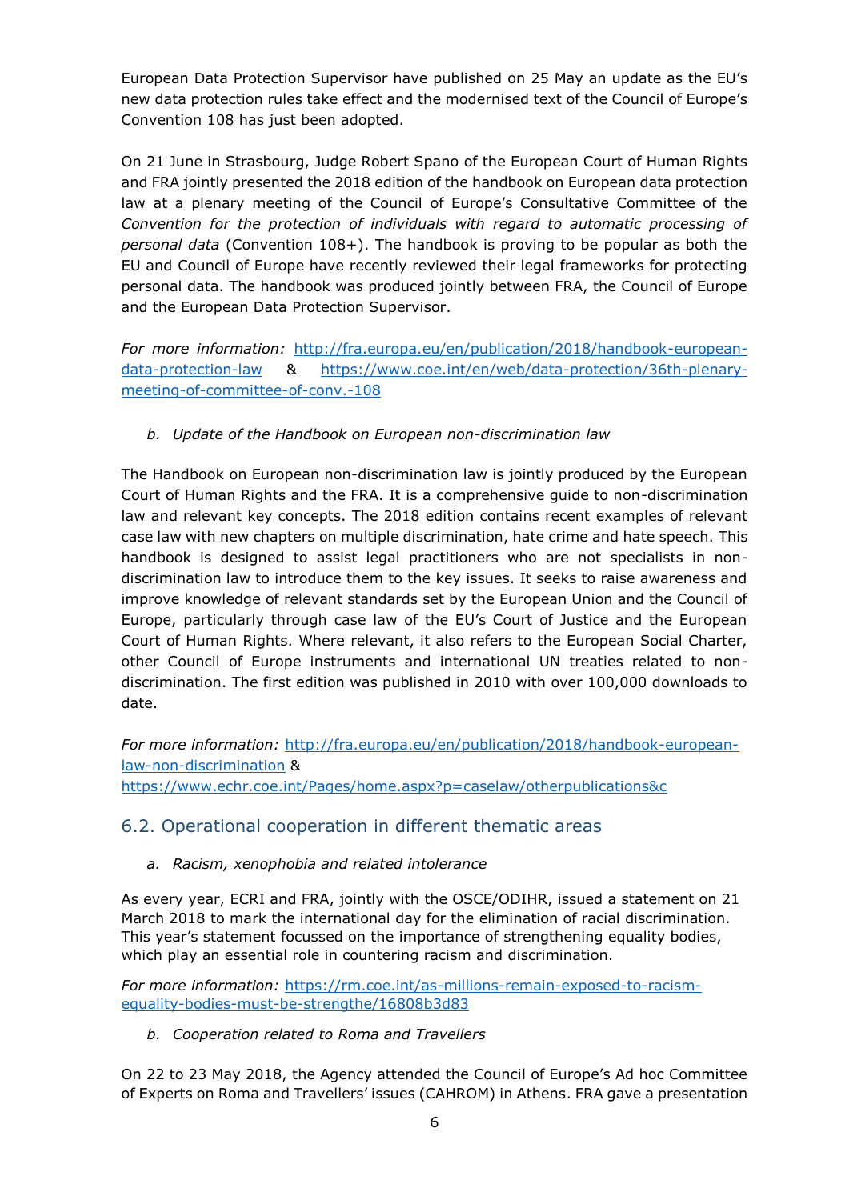European Data Protection Supervisor have published on 25 May an update as the EU's new data protection rules take effect and the modernised text of the Council of Europe's Convention 108 has just been adopted.

On 21 June in Strasbourg, Judge Robert Spano of the European Court of Human Rights and FRA jointly presented the 2018 edition of the handbook on European data protection law at a plenary meeting of the Council of Europe's Consultative Committee of the *Convention for the protection of individuals with regard to automatic processing of personal data* (Convention 108+). The handbook is proving to be popular as both the EU and Council of Europe have recently reviewed their legal frameworks for protecting personal data. The handbook was produced jointly between FRA, the Council of Europe and the European Data Protection Supervisor.

*For more information:* http://fra.europa.eu/en/publication/2018/handbook-european-data-protection-law & https://www.coe.int/en/web/data-protection/36th-plenary-meeting-of-committee-of-conv.-108

*b. Update of the Handbook on European non-discrimination law*

The Handbook on European non-discrimination law is jointly produced by the European Court of Human Rights and the FRA. It is a comprehensive guide to non-discrimination law and relevant key concepts. The 2018 edition contains recent examples of relevant case law with new chapters on multiple discrimination, hate crime and hate speech. This handbook is designed to assist legal practitioners who are not specialists in non-discrimination law to introduce them to the key issues. It seeks to raise awareness and improve knowledge of relevant standards set by the European Union and the Council of Europe, particularly through case law of the EU's Court of Justice and the European Court of Human Rights. Where relevant, it also refers to the European Social Charter, other Council of Europe instruments and international UN treaties related to non-discrimination. The first edition was published in 2010 with over 100,000 downloads to date.

*For more information:* http://fra.europa.eu/en/publication/2018/handbook-european-law-non-discrimination & https://www.echr.coe.int/Pages/home.aspx?p=caselaw/otherpublications&c

## 6.2. Operational cooperation in different thematic areas

*a. Racism, xenophobia and related intolerance*

As every year, ECRI and FRA, jointly with the OSCE/ODIHR, issued a statement on 21 March 2018 to mark the international day for the elimination of racial discrimination. This year's statement focussed on the importance of strengthening equality bodies, which play an essential role in countering racism and discrimination.

*For more information:* https://rm.coe.int/as-millions-remain-exposed-to-racism-equality-bodies-must-be-strengthe/16808b3d83

*b. Cooperation related to Roma and Travellers*

On 22 to 23 May 2018, the Agency attended the Council of Europe's Ad hoc Committee of Experts on Roma and Travellers' issues (CAHROM) in Athens. FRA gave a presentation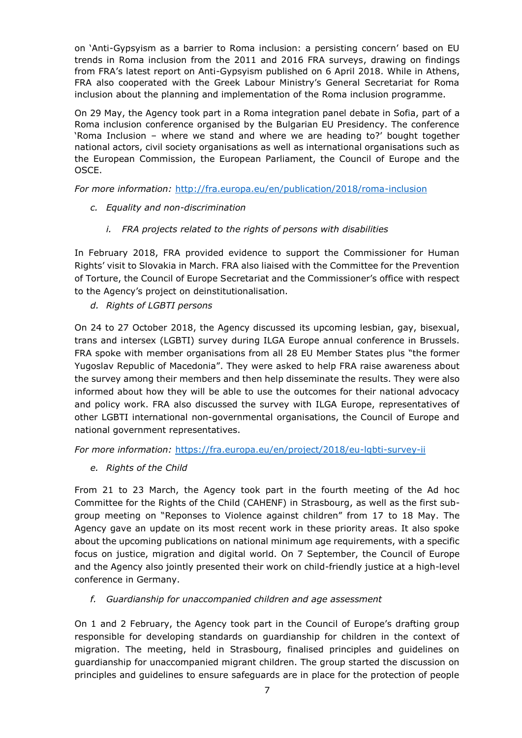on 'Anti-Gypsyism as a barrier to Roma inclusion: a persisting concern' based on EU trends in Roma inclusion from the 2011 and 2016 FRA surveys, drawing on findings from FRA's latest report on Anti-Gypsyism published on 6 April 2018. While in Athens, FRA also cooperated with the Greek Labour Ministry's General Secretariat for Roma inclusion about the planning and implementation of the Roma inclusion programme.

On 29 May, the Agency took part in a Roma integration panel debate in Sofia, part of a Roma inclusion conference organised by the Bulgarian EU Presidency. The conference 'Roma Inclusion – where we stand and where we are heading to?' bought together national actors, civil society organisations as well as international organisations such as the European Commission, the European Parliament, the Council of Europe and the OSCE.

*For more information:* http://fra.europa.eu/en/publication/2018/roma-inclusion

*c. Equality and non-discrimination*

*i. FRA projects related to the rights of persons with disabilities*

In February 2018, FRA provided evidence to support the Commissioner for Human Rights' visit to Slovakia in March. FRA also liaised with the Committee for the Prevention of Torture, the Council of Europe Secretariat and the Commissioner's office with respect to the Agency's project on deinstitutionalisation.

*d. Rights of LGBTI persons*

On 24 to 27 October 2018, the Agency discussed its upcoming lesbian, gay, bisexual, trans and intersex (LGBTI) survey during ILGA Europe annual conference in Brussels. FRA spoke with member organisations from all 28 EU Member States plus "the former Yugoslav Republic of Macedonia". They were asked to help FRA raise awareness about the survey among their members and then help disseminate the results. They were also informed about how they will be able to use the outcomes for their national advocacy and policy work. FRA also discussed the survey with ILGA Europe, representatives of other LGBTI international non-governmental organisations, the Council of Europe and national government representatives.

*For more information:* https://fra.europa.eu/en/project/2018/eu-lgbti-survey-ii

*e. Rights of the Child*

From 21 to 23 March, the Agency took part in the fourth meeting of the Ad hoc Committee for the Rights of the Child (CAHENF) in Strasbourg, as well as the first sub-group meeting on "Reponses to Violence against children" from 17 to 18 May. The Agency gave an update on its most recent work in these priority areas. It also spoke about the upcoming publications on national minimum age requirements, with a specific focus on justice, migration and digital world. On 7 September, the Council of Europe and the Agency also jointly presented their work on child-friendly justice at a high-level conference in Germany.

*f. Guardianship for unaccompanied children and age assessment*

On 1 and 2 February, the Agency took part in the Council of Europe's drafting group responsible for developing standards on guardianship for children in the context of migration. The meeting, held in Strasbourg, finalised principles and guidelines on guardianship for unaccompanied migrant children. The group started the discussion on principles and guidelines to ensure safeguards are in place for the protection of people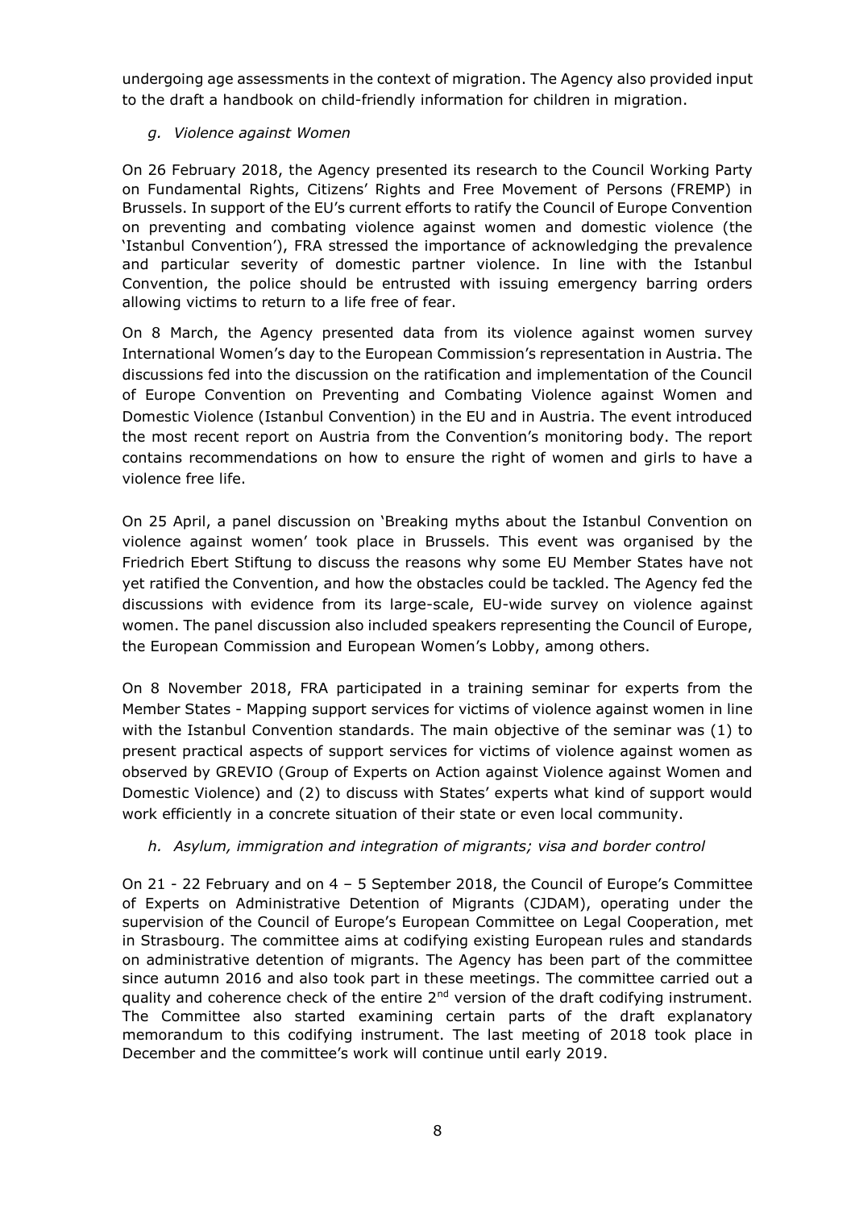undergoing age assessments in the context of migration. The Agency also provided input to the draft a handbook on child-friendly information for children in migration.

*g. Violence against Women*

On 26 February 2018, the Agency presented its research to the Council Working Party on Fundamental Rights, Citizens' Rights and Free Movement of Persons (FREMP) in Brussels. In support of the EU's current efforts to ratify the Council of Europe Convention on preventing and combating violence against women and domestic violence (the 'Istanbul Convention'), FRA stressed the importance of acknowledging the prevalence and particular severity of domestic partner violence. In line with the Istanbul Convention, the police should be entrusted with issuing emergency barring orders allowing victims to return to a life free of fear.

On 8 March, the Agency presented data from its violence against women survey International Women's day to the European Commission's representation in Austria. The discussions fed into the discussion on the ratification and implementation of the Council of Europe Convention on Preventing and Combating Violence against Women and Domestic Violence (Istanbul Convention) in the EU and in Austria. The event introduced the most recent report on Austria from the Convention's monitoring body. The report contains recommendations on how to ensure the right of women and girls to have a violence free life.

On 25 April, a panel discussion on 'Breaking myths about the Istanbul Convention on violence against women' took place in Brussels. This event was organised by the Friedrich Ebert Stiftung to discuss the reasons why some EU Member States have not yet ratified the Convention, and how the obstacles could be tackled. The Agency fed the discussions with evidence from its large-scale, EU-wide survey on violence against women. The panel discussion also included speakers representing the Council of Europe, the European Commission and European Women's Lobby, among others.

On 8 November 2018, FRA participated in a training seminar for experts from the Member States - Mapping support services for victims of violence against women in line with the Istanbul Convention standards. The main objective of the seminar was (1) to present practical aspects of support services for victims of violence against women as observed by GREVIO (Group of Experts on Action against Violence against Women and Domestic Violence) and (2) to discuss with States' experts what kind of support would work efficiently in a concrete situation of their state or even local community.

*h. Asylum, immigration and integration of migrants; visa and border control*

On 21 - 22 February and on 4 – 5 September 2018, the Council of Europe's Committee of Experts on Administrative Detention of Migrants (CJDAM), operating under the supervision of the Council of Europe's European Committee on Legal Cooperation, met in Strasbourg. The committee aims at codifying existing European rules and standards on administrative detention of migrants. The Agency has been part of the committee since autumn 2016 and also took part in these meetings. The committee carried out a quality and coherence check of the entire 2nd version of the draft codifying instrument. The Committee also started examining certain parts of the draft explanatory memorandum to this codifying instrument. The last meeting of 2018 took place in December and the committee's work will continue until early 2019.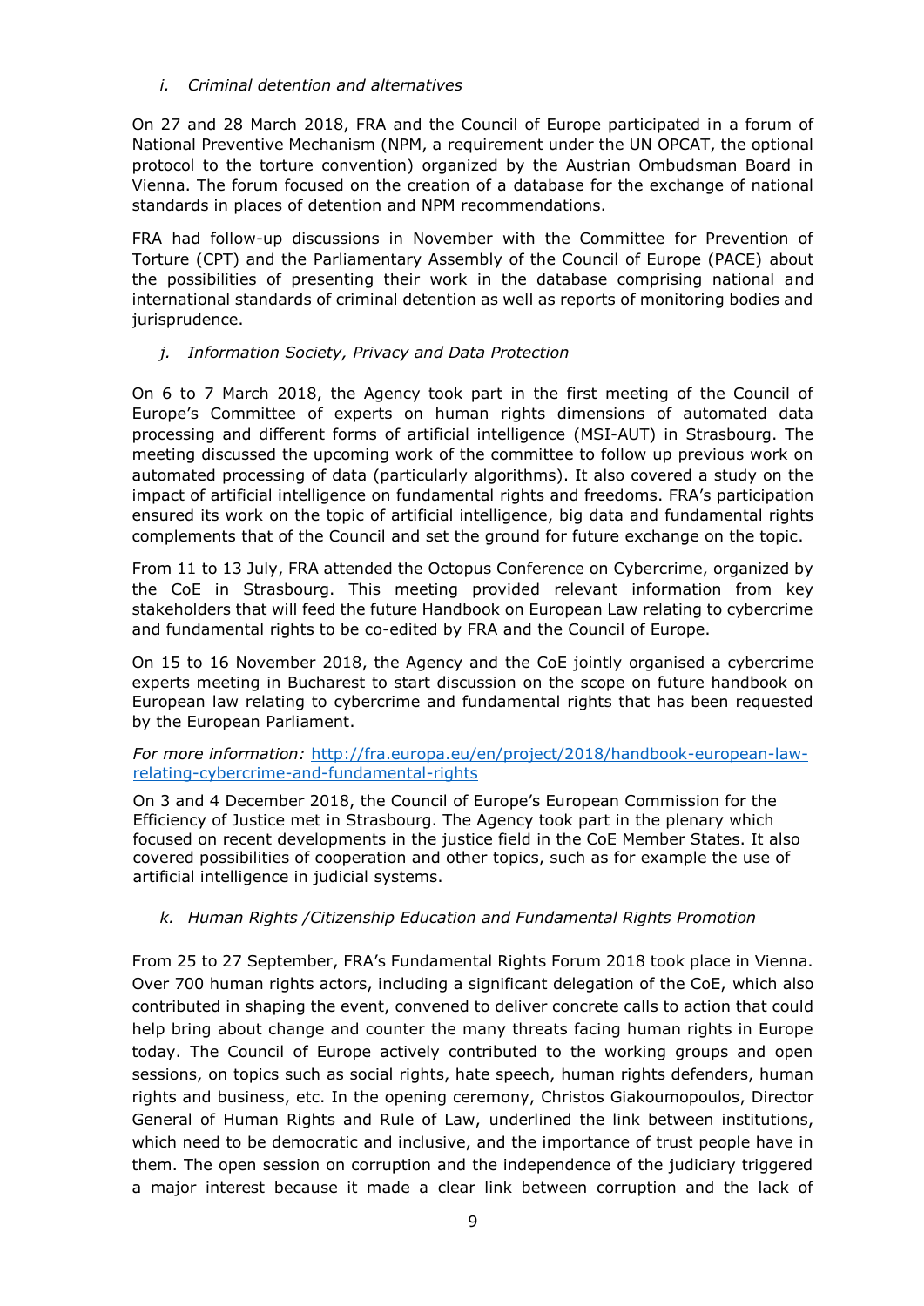*i. Criminal detention and alternatives*

On 27 and 28 March 2018, FRA and the Council of Europe participated in a forum of National Preventive Mechanism (NPM, a requirement under the UN OPCAT, the optional protocol to the torture convention) organized by the Austrian Ombudsman Board in Vienna. The forum focused on the creation of a database for the exchange of national standards in places of detention and NPM recommendations.

FRA had follow-up discussions in November with the Committee for Prevention of Torture (CPT) and the Parliamentary Assembly of the Council of Europe (PACE) about the possibilities of presenting their work in the database comprising national and international standards of criminal detention as well as reports of monitoring bodies and jurisprudence.

*j. Information Society, Privacy and Data Protection*

On 6 to 7 March 2018, the Agency took part in the first meeting of the Council of Europe's Committee of experts on human rights dimensions of automated data processing and different forms of artificial intelligence (MSI-AUT) in Strasbourg. The meeting discussed the upcoming work of the committee to follow up previous work on automated processing of data (particularly algorithms). It also covered a study on the impact of artificial intelligence on fundamental rights and freedoms. FRA's participation ensured its work on the topic of artificial intelligence, big data and fundamental rights complements that of the Council and set the ground for future exchange on the topic.

From 11 to 13 July, FRA attended the Octopus Conference on Cybercrime, organized by the CoE in Strasbourg. This meeting provided relevant information from key stakeholders that will feed the future Handbook on European Law relating to cybercrime and fundamental rights to be co-edited by FRA and the Council of Europe.

On 15 to 16 November 2018, the Agency and the CoE jointly organised a cybercrime experts meeting in Bucharest to start discussion on the scope on future handbook on European law relating to cybercrime and fundamental rights that has been requested by the European Parliament.

*For more information:* [http://fra.europa.eu/en/project/2018/handbook-european-law-relating-cybercrime-and-fundamental-rights](http://fra.europa.eu/en/project/2018/handbook-european-law-relating-cybercrime-and-fundamental-rights)

On 3 and 4 December 2018, the Council of Europe's European Commission for the Efficiency of Justice met in Strasbourg. The Agency took part in the plenary which focused on recent developments in the justice field in the CoE Member States. It also covered possibilities of cooperation and other topics, such as for example the use of artificial intelligence in judicial systems.

*k. Human Rights /Citizenship Education and Fundamental Rights Promotion*

From 25 to 27 September, FRA's Fundamental Rights Forum 2018 took place in Vienna. Over 700 human rights actors, including a significant delegation of the CoE, which also contributed in shaping the event, convened to deliver concrete calls to action that could help bring about change and counter the many threats facing human rights in Europe today. The Council of Europe actively contributed to the working groups and open sessions, on topics such as social rights, hate speech, human rights defenders, human rights and business, etc. In the opening ceremony, Christos Giakoumopoulos, Director General of Human Rights and Rule of Law, underlined the link between institutions, which need to be democratic and inclusive, and the importance of trust people have in them. The open session on corruption and the independence of the judiciary triggered a major interest because it made a clear link between corruption and the lack of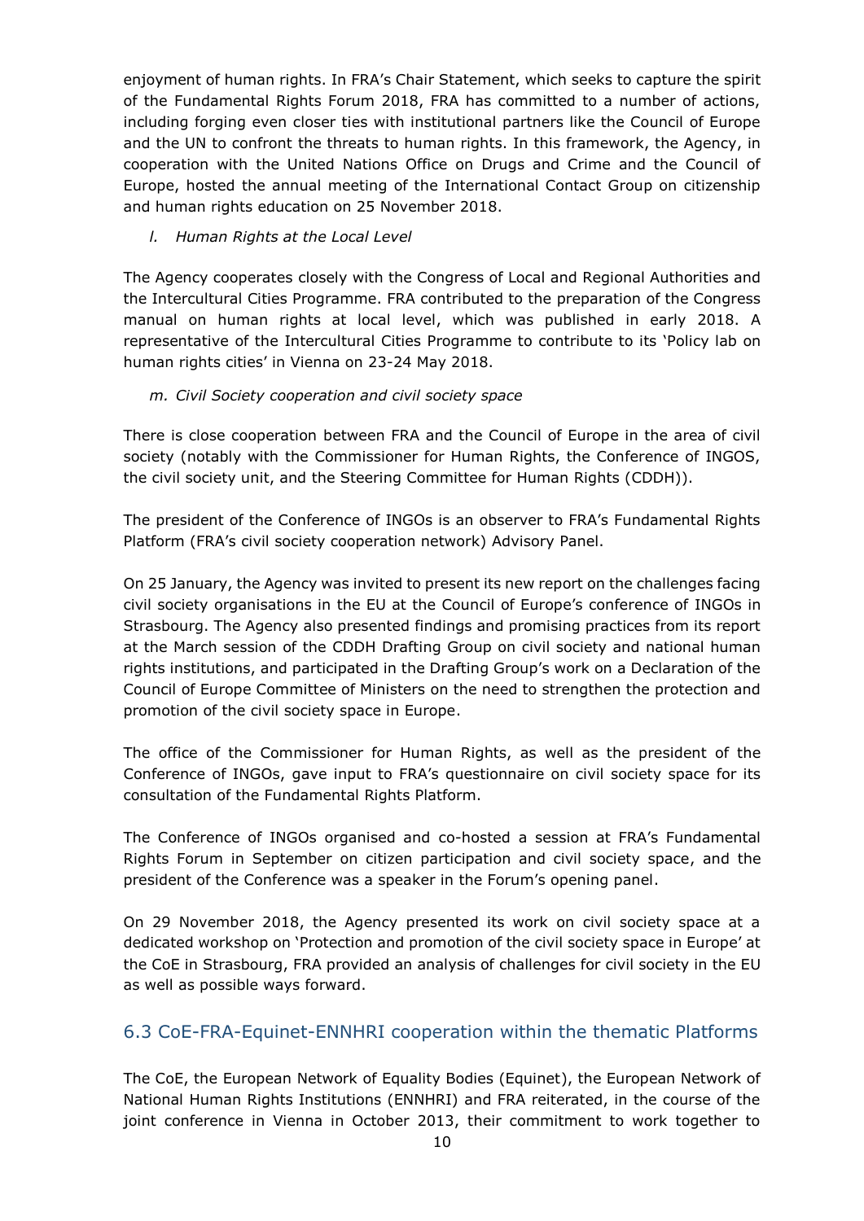enjoyment of human rights. In FRA's Chair Statement, which seeks to capture the spirit of the Fundamental Rights Forum 2018, FRA has committed to a number of actions, including forging even closer ties with institutional partners like the Council of Europe and the UN to confront the threats to human rights. In this framework, the Agency, in cooperation with the United Nations Office on Drugs and Crime and the Council of Europe, hosted the annual meeting of the International Contact Group on citizenship and human rights education on 25 November 2018.

*l. Human Rights at the Local Level*

The Agency cooperates closely with the Congress of Local and Regional Authorities and the Intercultural Cities Programme. FRA contributed to the preparation of the Congress manual on human rights at local level, which was published in early 2018. A representative of the Intercultural Cities Programme to contribute to its 'Policy lab on human rights cities' in Vienna on 23-24 May 2018.

*m. Civil Society cooperation and civil society space*

There is close cooperation between FRA and the Council of Europe in the area of civil society (notably with the Commissioner for Human Rights, the Conference of INGOS, the civil society unit, and the Steering Committee for Human Rights (CDDH)).

The president of the Conference of INGOs is an observer to FRA's Fundamental Rights Platform (FRA's civil society cooperation network) Advisory Panel.

On 25 January, the Agency was invited to present its new report on the challenges facing civil society organisations in the EU at the Council of Europe's conference of INGOs in Strasbourg. The Agency also presented findings and promising practices from its report at the March session of the CDDH Drafting Group on civil society and national human rights institutions, and participated in the Drafting Group's work on a Declaration of the Council of Europe Committee of Ministers on the need to strengthen the protection and promotion of the civil society space in Europe.

The office of the Commissioner for Human Rights, as well as the president of the Conference of INGOs, gave input to FRA's questionnaire on civil society space for its consultation of the Fundamental Rights Platform.

The Conference of INGOs organised and co-hosted a session at FRA's Fundamental Rights Forum in September on citizen participation and civil society space, and the president of the Conference was a speaker in the Forum's opening panel.

On 29 November 2018, the Agency presented its work on civil society space at a dedicated workshop on 'Protection and promotion of the civil society space in Europe' at the CoE in Strasbourg, FRA provided an analysis of challenges for civil society in the EU as well as possible ways forward.

## 6.3 CoE-FRA-Equinet-ENNHRI cooperation within the thematic Platforms

The CoE, the European Network of Equality Bodies (Equinet), the European Network of National Human Rights Institutions (ENNHRI) and FRA reiterated, in the course of the joint conference in Vienna in October 2013, their commitment to work together to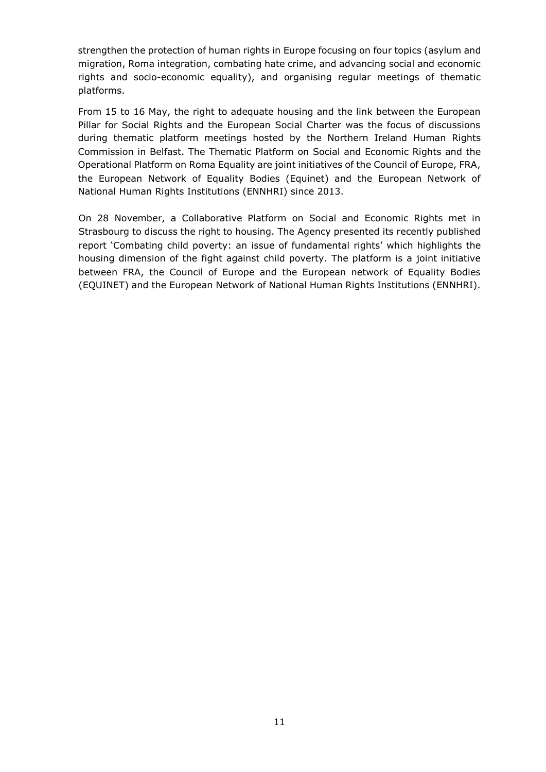strengthen the protection of human rights in Europe focusing on four topics (asylum and migration, Roma integration, combating hate crime, and advancing social and economic rights and socio-economic equality), and organising regular meetings of thematic platforms.

From 15 to 16 May, the right to adequate housing and the link between the European Pillar for Social Rights and the European Social Charter was the focus of discussions during thematic platform meetings hosted by the Northern Ireland Human Rights Commission in Belfast. The Thematic Platform on Social and Economic Rights and the Operational Platform on Roma Equality are joint initiatives of the Council of Europe, FRA, the European Network of Equality Bodies (Equinet) and the European Network of National Human Rights Institutions (ENNHRI) since 2013.

On 28 November, a Collaborative Platform on Social and Economic Rights met in Strasbourg to discuss the right to housing. The Agency presented its recently published report 'Combating child poverty: an issue of fundamental rights' which highlights the housing dimension of the fight against child poverty. The platform is a joint initiative between FRA, the Council of Europe and the European network of Equality Bodies (EQUINET) and the European Network of National Human Rights Institutions (ENNHRI).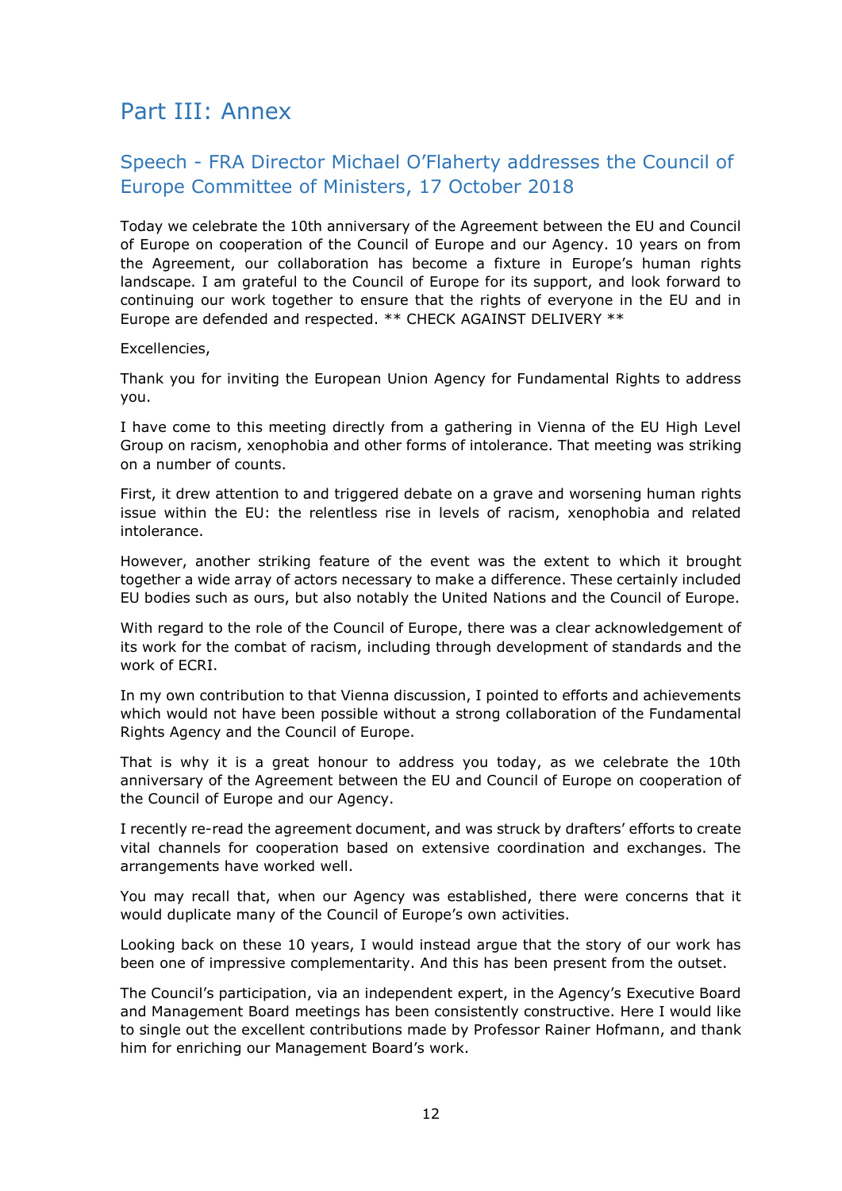# Part III: Annex

## Speech - FRA Director Michael O’Flaherty addresses the Council of Europe Committee of Ministers, 17 October 2018

Today we celebrate the 10th anniversary of the Agreement between the EU and Council of Europe on cooperation of the Council of Europe and our Agency. 10 years on from the Agreement, our collaboration has become a fixture in Europe’s human rights landscape. I am grateful to the Council of Europe for its support, and look forward to continuing our work together to ensure that the rights of everyone in the EU and in Europe are defended and respected. ** CHECK AGAINST DELIVERY **

Excellencies,

Thank you for inviting the European Union Agency for Fundamental Rights to address you.

I have come to this meeting directly from a gathering in Vienna of the EU High Level Group on racism, xenophobia and other forms of intolerance. That meeting was striking on a number of counts.

First, it drew attention to and triggered debate on a grave and worsening human rights issue within the EU: the relentless rise in levels of racism, xenophobia and related intolerance.

However, another striking feature of the event was the extent to which it brought together a wide array of actors necessary to make a difference. These certainly included EU bodies such as ours, but also notably the United Nations and the Council of Europe.

With regard to the role of the Council of Europe, there was a clear acknowledgement of its work for the combat of racism, including through development of standards and the work of ECRI.

In my own contribution to that Vienna discussion, I pointed to efforts and achievements which would not have been possible without a strong collaboration of the Fundamental Rights Agency and the Council of Europe.

That is why it is a great honour to address you today, as we celebrate the 10th anniversary of the Agreement between the EU and Council of Europe on cooperation of the Council of Europe and our Agency.

I recently re-read the agreement document, and was struck by drafters’ efforts to create vital channels for cooperation based on extensive coordination and exchanges. The arrangements have worked well.

You may recall that, when our Agency was established, there were concerns that it would duplicate many of the Council of Europe’s own activities.

Looking back on these 10 years, I would instead argue that the story of our work has been one of impressive complementarity. And this has been present from the outset.

The Council’s participation, via an independent expert, in the Agency’s Executive Board and Management Board meetings has been consistently constructive. Here I would like to single out the excellent contributions made by Professor Rainer Hofmann, and thank him for enriching our Management Board’s work.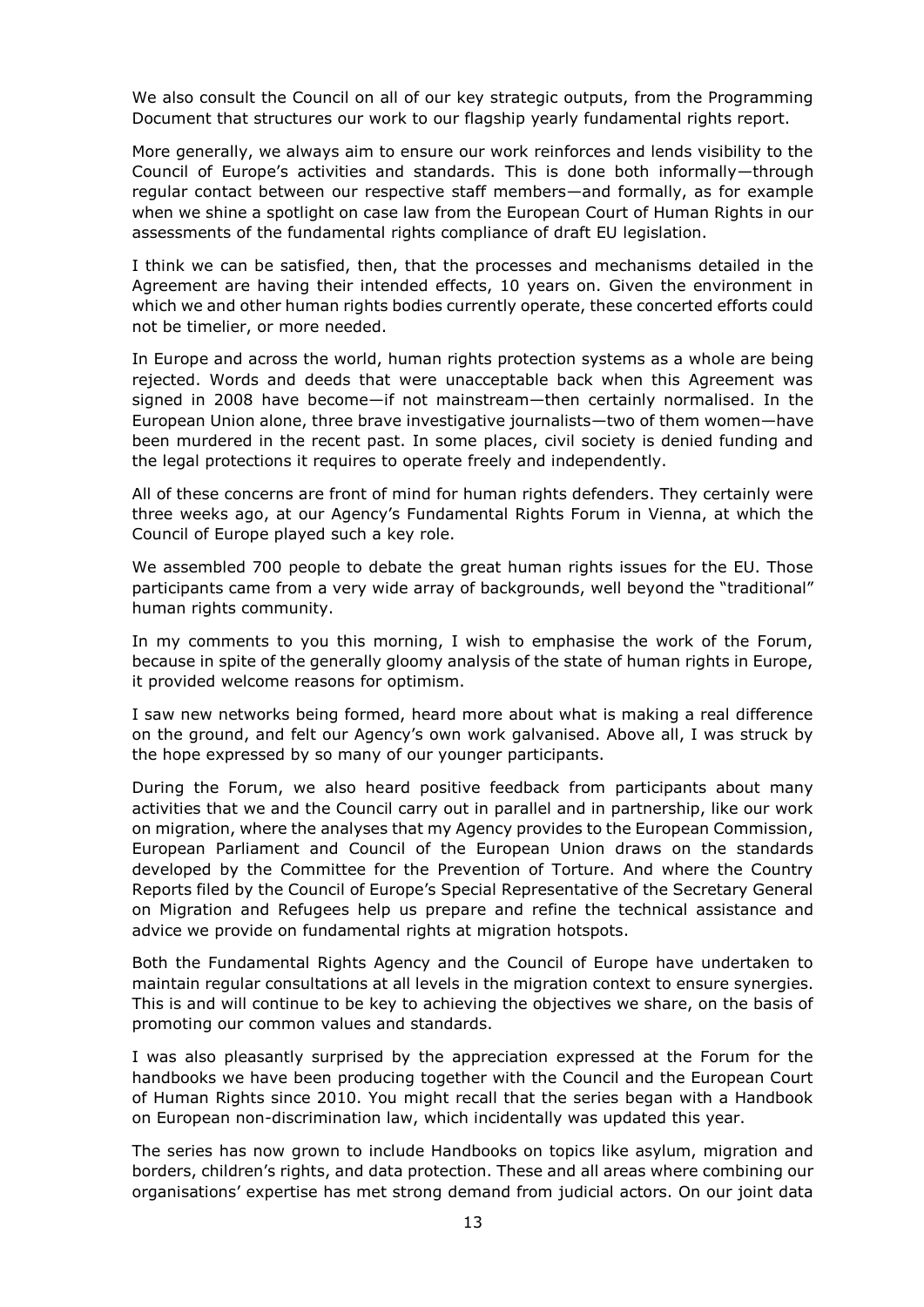We also consult the Council on all of our key strategic outputs, from the Programming Document that structures our work to our flagship yearly fundamental rights report.

More generally, we always aim to ensure our work reinforces and lends visibility to the Council of Europe's activities and standards. This is done both informally—through regular contact between our respective staff members—and formally, as for example when we shine a spotlight on case law from the European Court of Human Rights in our assessments of the fundamental rights compliance of draft EU legislation.

I think we can be satisfied, then, that the processes and mechanisms detailed in the Agreement are having their intended effects, 10 years on. Given the environment in which we and other human rights bodies currently operate, these concerted efforts could not be timelier, or more needed.

In Europe and across the world, human rights protection systems as a whole are being rejected. Words and deeds that were unacceptable back when this Agreement was signed in 2008 have become—if not mainstream—then certainly normalised. In the European Union alone, three brave investigative journalists—two of them women—have been murdered in the recent past. In some places, civil society is denied funding and the legal protections it requires to operate freely and independently.

All of these concerns are front of mind for human rights defenders. They certainly were three weeks ago, at our Agency's Fundamental Rights Forum in Vienna, at which the Council of Europe played such a key role.

We assembled 700 people to debate the great human rights issues for the EU. Those participants came from a very wide array of backgrounds, well beyond the "traditional" human rights community.

In my comments to you this morning, I wish to emphasise the work of the Forum, because in spite of the generally gloomy analysis of the state of human rights in Europe, it provided welcome reasons for optimism.

I saw new networks being formed, heard more about what is making a real difference on the ground, and felt our Agency's own work galvanised. Above all, I was struck by the hope expressed by so many of our younger participants.

During the Forum, we also heard positive feedback from participants about many activities that we and the Council carry out in parallel and in partnership, like our work on migration, where the analyses that my Agency provides to the European Commission, European Parliament and Council of the European Union draws on the standards developed by the Committee for the Prevention of Torture. And where the Country Reports filed by the Council of Europe's Special Representative of the Secretary General on Migration and Refugees help us prepare and refine the technical assistance and advice we provide on fundamental rights at migration hotspots.

Both the Fundamental Rights Agency and the Council of Europe have undertaken to maintain regular consultations at all levels in the migration context to ensure synergies. This is and will continue to be key to achieving the objectives we share, on the basis of promoting our common values and standards.

I was also pleasantly surprised by the appreciation expressed at the Forum for the handbooks we have been producing together with the Council and the European Court of Human Rights since 2010. You might recall that the series began with a Handbook on European non-discrimination law, which incidentally was updated this year.

The series has now grown to include Handbooks on topics like asylum, migration and borders, children's rights, and data protection. These and all areas where combining our organisations' expertise has met strong demand from judicial actors. On our joint data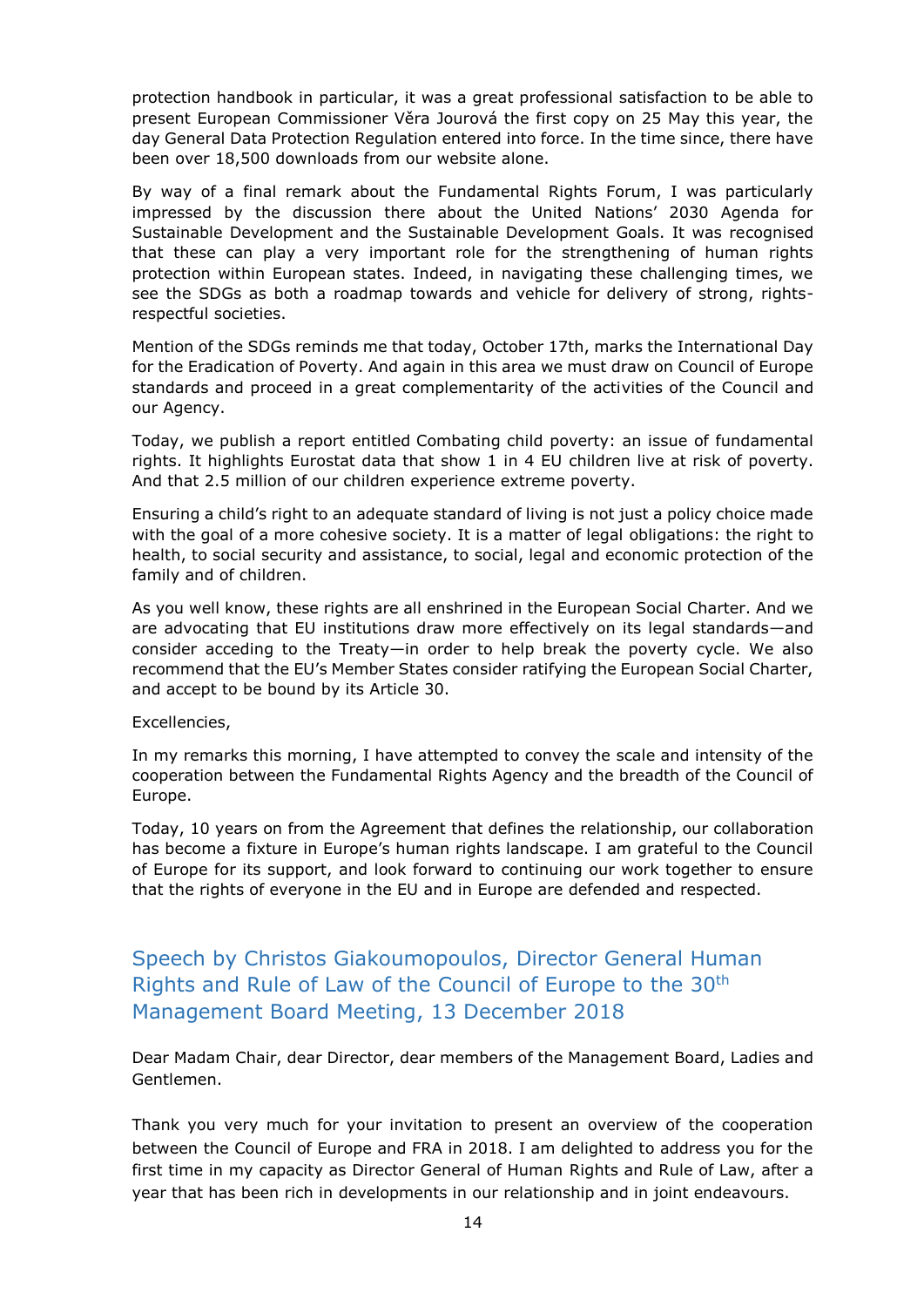protection handbook in particular, it was a great professional satisfaction to be able to present European Commissioner Věra Jourová the first copy on 25 May this year, the day General Data Protection Regulation entered into force. In the time since, there have been over 18,500 downloads from our website alone.

By way of a final remark about the Fundamental Rights Forum, I was particularly impressed by the discussion there about the United Nations' 2030 Agenda for Sustainable Development and the Sustainable Development Goals. It was recognised that these can play a very important role for the strengthening of human rights protection within European states. Indeed, in navigating these challenging times, we see the SDGs as both a roadmap towards and vehicle for delivery of strong, rights-respectful societies.

Mention of the SDGs reminds me that today, October 17th, marks the International Day for the Eradication of Poverty. And again in this area we must draw on Council of Europe standards and proceed in a great complementarity of the activities of the Council and our Agency.

Today, we publish a report entitled Combating child poverty: an issue of fundamental rights. It highlights Eurostat data that show 1 in 4 EU children live at risk of poverty. And that 2.5 million of our children experience extreme poverty.

Ensuring a child's right to an adequate standard of living is not just a policy choice made with the goal of a more cohesive society. It is a matter of legal obligations: the right to health, to social security and assistance, to social, legal and economic protection of the family and of children.

As you well know, these rights are all enshrined in the European Social Charter. And we are advocating that EU institutions draw more effectively on its legal standards—and consider acceding to the Treaty—in order to help break the poverty cycle. We also recommend that the EU's Member States consider ratifying the European Social Charter, and accept to be bound by its Article 30.

Excellencies,

In my remarks this morning, I have attempted to convey the scale and intensity of the cooperation between the Fundamental Rights Agency and the breadth of the Council of Europe.

Today, 10 years on from the Agreement that defines the relationship, our collaboration has become a fixture in Europe's human rights landscape. I am grateful to the Council of Europe for its support, and look forward to continuing our work together to ensure that the rights of everyone in the EU and in Europe are defended and respected.

## Speech by Christos Giakoumopoulos, Director General Human Rights and Rule of Law of the Council of Europe to the 30th Management Board Meeting, 13 December 2018

Dear Madam Chair, dear Director, dear members of the Management Board, Ladies and Gentlemen.

Thank you very much for your invitation to present an overview of the cooperation between the Council of Europe and FRA in 2018. I am delighted to address you for the first time in my capacity as Director General of Human Rights and Rule of Law, after a year that has been rich in developments in our relationship and in joint endeavours.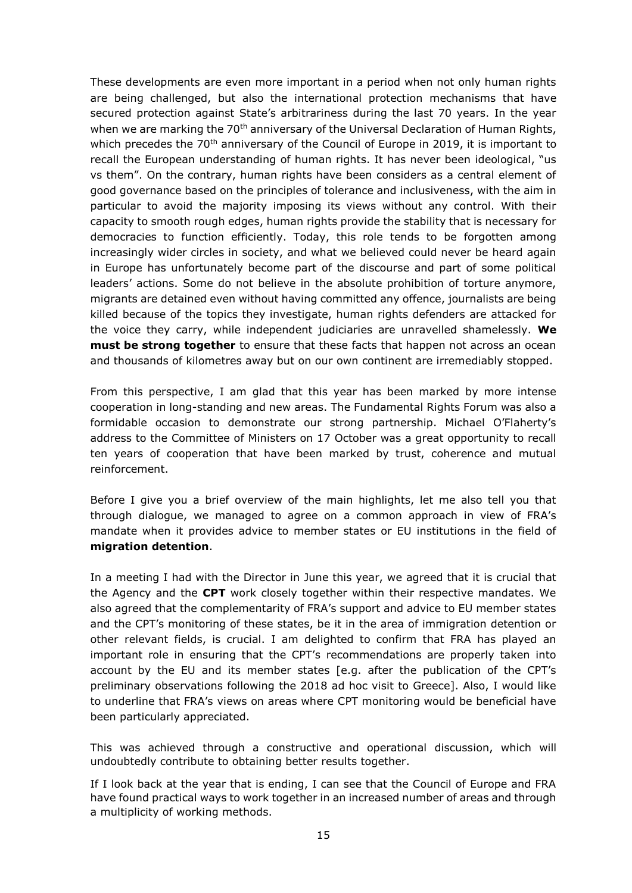These developments are even more important in a period when not only human rights are being challenged, but also the international protection mechanisms that have secured protection against State's arbitrariness during the last 70 years. In the year when we are marking the 70th anniversary of the Universal Declaration of Human Rights, which precedes the 70th anniversary of the Council of Europe in 2019, it is important to recall the European understanding of human rights. It has never been ideological, "us vs them". On the contrary, human rights have been considers as a central element of good governance based on the principles of tolerance and inclusiveness, with the aim in particular to avoid the majority imposing its views without any control. With their capacity to smooth rough edges, human rights provide the stability that is necessary for democracies to function efficiently. Today, this role tends to be forgotten among increasingly wider circles in society, and what we believed could never be heard again in Europe has unfortunately become part of the discourse and part of some political leaders' actions. Some do not believe in the absolute prohibition of torture anymore, migrants are detained even without having committed any offence, journalists are being killed because of the topics they investigate, human rights defenders are attacked for the voice they carry, while independent judiciaries are unravelled shamelessly. **We must be strong together** to ensure that these facts that happen not across an ocean and thousands of kilometres away but on our own continent are irremediably stopped.

From this perspective, I am glad that this year has been marked by more intense cooperation in long-standing and new areas. The Fundamental Rights Forum was also a formidable occasion to demonstrate our strong partnership. Michael O'Flaherty's address to the Committee of Ministers on 17 October was a great opportunity to recall ten years of cooperation that have been marked by trust, coherence and mutual reinforcement.

Before I give you a brief overview of the main highlights, let me also tell you that through dialogue, we managed to agree on a common approach in view of FRA's mandate when it provides advice to member states or EU institutions in the field of **migration detention**.

In a meeting I had with the Director in June this year, we agreed that it is crucial that the Agency and the **CPT** work closely together within their respective mandates. We also agreed that the complementarity of FRA's support and advice to EU member states and the CPT's monitoring of these states, be it in the area of immigration detention or other relevant fields, is crucial. I am delighted to confirm that FRA has played an important role in ensuring that the CPT's recommendations are properly taken into account by the EU and its member states [e.g. after the publication of the CPT's preliminary observations following the 2018 ad hoc visit to Greece]. Also, I would like to underline that FRA's views on areas where CPT monitoring would be beneficial have been particularly appreciated.

This was achieved through a constructive and operational discussion, which will undoubtedly contribute to obtaining better results together.

If I look back at the year that is ending, I can see that the Council of Europe and FRA have found practical ways to work together in an increased number of areas and through a multiplicity of working methods.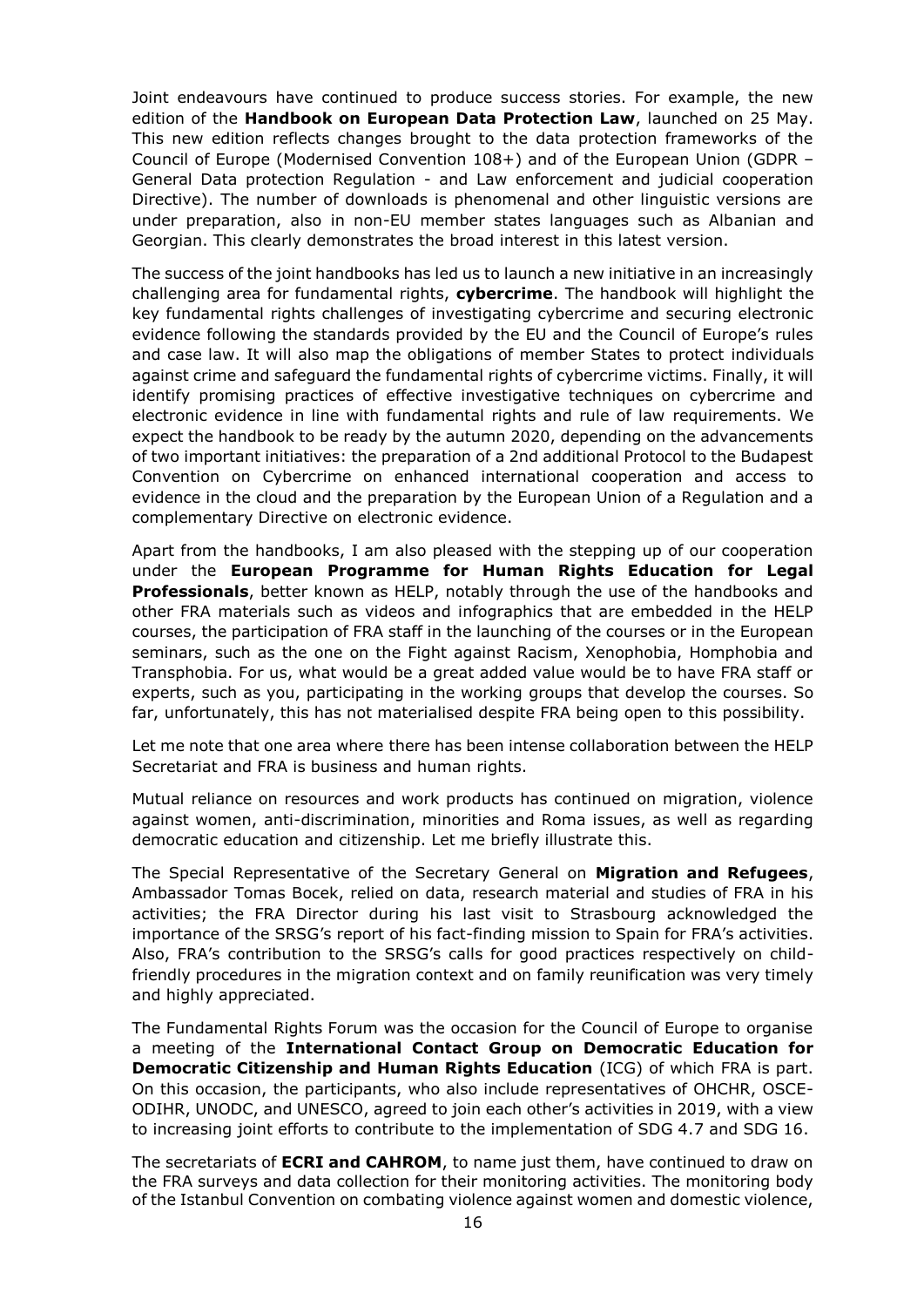Joint endeavours have continued to produce success stories. For example, the new edition of the **Handbook on European Data Protection Law**, launched on 25 May. This new edition reflects changes brought to the data protection frameworks of the Council of Europe (Modernised Convention 108+) and of the European Union (GDPR – General Data protection Regulation - and Law enforcement and judicial cooperation Directive). The number of downloads is phenomenal and other linguistic versions are under preparation, also in non-EU member states languages such as Albanian and Georgian. This clearly demonstrates the broad interest in this latest version.

The success of the joint handbooks has led us to launch a new initiative in an increasingly challenging area for fundamental rights, **cybercrime**. The handbook will highlight the key fundamental rights challenges of investigating cybercrime and securing electronic evidence following the standards provided by the EU and the Council of Europe's rules and case law. It will also map the obligations of member States to protect individuals against crime and safeguard the fundamental rights of cybercrime victims. Finally, it will identify promising practices of effective investigative techniques on cybercrime and electronic evidence in line with fundamental rights and rule of law requirements. We expect the handbook to be ready by the autumn 2020, depending on the advancements of two important initiatives: the preparation of a 2nd additional Protocol to the Budapest Convention on Cybercrime on enhanced international cooperation and access to evidence in the cloud and the preparation by the European Union of a Regulation and a complementary Directive on electronic evidence.

Apart from the handbooks, I am also pleased with the stepping up of our cooperation under the **European Programme for Human Rights Education for Legal Professionals**, better known as HELP, notably through the use of the handbooks and other FRA materials such as videos and infographics that are embedded in the HELP courses, the participation of FRA staff in the launching of the courses or in the European seminars, such as the one on the Fight against Racism, Xenophobia, Homphobia and Transphobia. For us, what would be a great added value would be to have FRA staff or experts, such as you, participating in the working groups that develop the courses. So far, unfortunately, this has not materialised despite FRA being open to this possibility.

Let me note that one area where there has been intense collaboration between the HELP Secretariat and FRA is business and human rights.

Mutual reliance on resources and work products has continued on migration, violence against women, anti-discrimination, minorities and Roma issues, as well as regarding democratic education and citizenship. Let me briefly illustrate this.

The Special Representative of the Secretary General on **Migration and Refugees**, Ambassador Tomas Bocek, relied on data, research material and studies of FRA in his activities; the FRA Director during his last visit to Strasbourg acknowledged the importance of the SRSG's report of his fact-finding mission to Spain for FRA's activities. Also, FRA's contribution to the SRSG's calls for good practices respectively on child-friendly procedures in the migration context and on family reunification was very timely and highly appreciated.

The Fundamental Rights Forum was the occasion for the Council of Europe to organise a meeting of the **International Contact Group on Democratic Education for Democratic Citizenship and Human Rights Education** (ICG) of which FRA is part. On this occasion, the participants, who also include representatives of OHCHR, OSCE-ODIHR, UNODC, and UNESCO, agreed to join each other's activities in 2019, with a view to increasing joint efforts to contribute to the implementation of SDG 4.7 and SDG 16.

The secretariats of **ECRI and CAHROM**, to name just them, have continued to draw on the FRA surveys and data collection for their monitoring activities. The monitoring body of the Istanbul Convention on combating violence against women and domestic violence,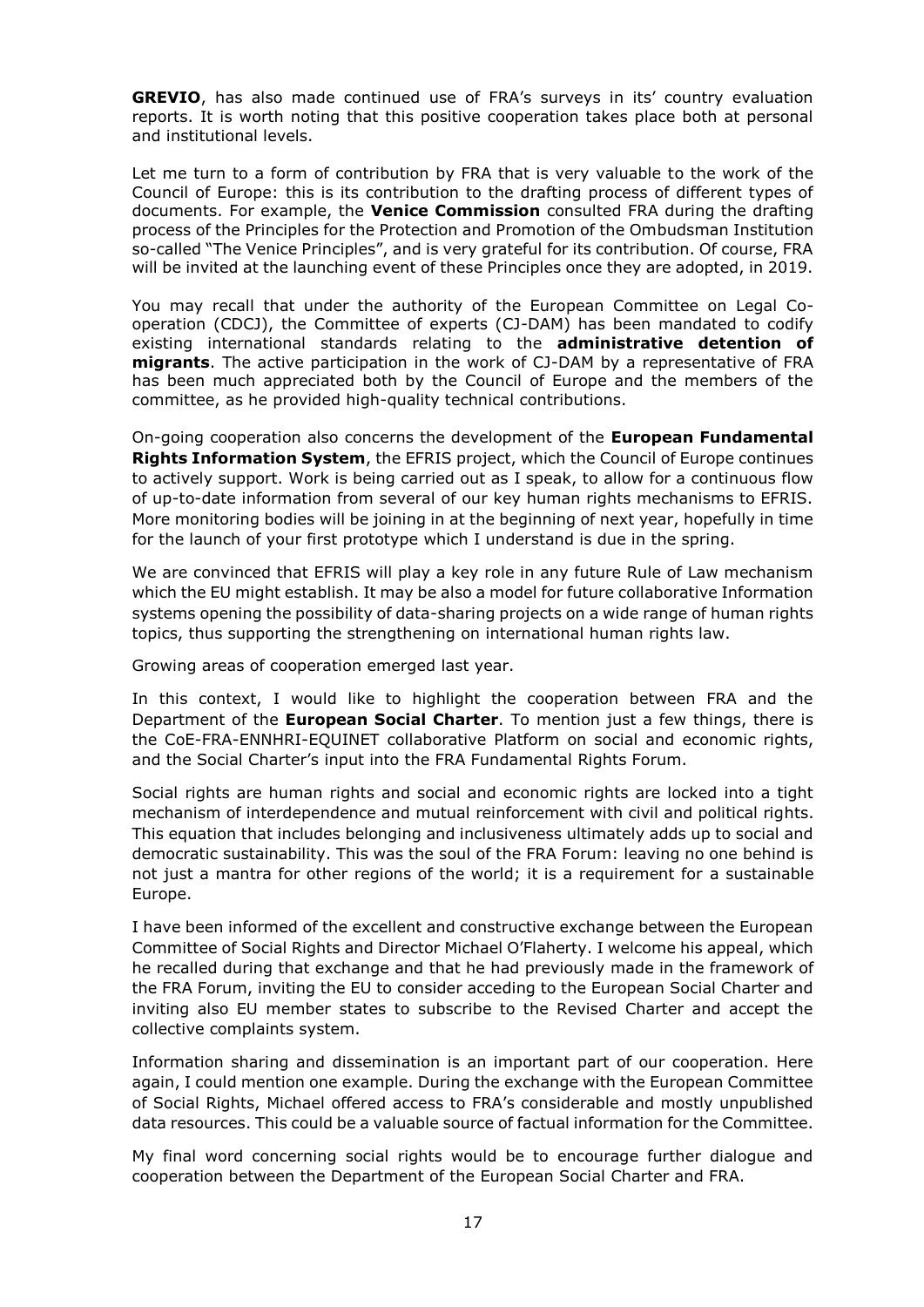**GREVIO**, has also made continued use of FRA's surveys in its' country evaluation reports. It is worth noting that this positive cooperation takes place both at personal and institutional levels.

Let me turn to a form of contribution by FRA that is very valuable to the work of the Council of Europe: this is its contribution to the drafting process of different types of documents. For example, the **Venice Commission** consulted FRA during the drafting process of the Principles for the Protection and Promotion of the Ombudsman Institution so-called "The Venice Principles", and is very grateful for its contribution. Of course, FRA will be invited at the launching event of these Principles once they are adopted, in 2019.

You may recall that under the authority of the European Committee on Legal Co-operation (CDCJ), the Committee of experts (CJ-DAM) has been mandated to codify existing international standards relating to the **administrative detention of migrants**. The active participation in the work of CJ-DAM by a representative of FRA has been much appreciated both by the Council of Europe and the members of the committee, as he provided high-quality technical contributions.

On-going cooperation also concerns the development of the **European Fundamental Rights Information System**, the EFRIS project, which the Council of Europe continues to actively support. Work is being carried out as I speak, to allow for a continuous flow of up-to-date information from several of our key human rights mechanisms to EFRIS. More monitoring bodies will be joining in at the beginning of next year, hopefully in time for the launch of your first prototype which I understand is due in the spring.

We are convinced that EFRIS will play a key role in any future Rule of Law mechanism which the EU might establish. It may be also a model for future collaborative Information systems opening the possibility of data-sharing projects on a wide range of human rights topics, thus supporting the strengthening on international human rights law.

Growing areas of cooperation emerged last year.

In this context, I would like to highlight the cooperation between FRA and the Department of the **European Social Charter**. To mention just a few things, there is the CoE-FRA-ENNHRI-EQUINET collaborative Platform on social and economic rights, and the Social Charter's input into the FRA Fundamental Rights Forum.

Social rights are human rights and social and economic rights are locked into a tight mechanism of interdependence and mutual reinforcement with civil and political rights. This equation that includes belonging and inclusiveness ultimately adds up to social and democratic sustainability. This was the soul of the FRA Forum: leaving no one behind is not just a mantra for other regions of the world; it is a requirement for a sustainable Europe.

I have been informed of the excellent and constructive exchange between the European Committee of Social Rights and Director Michael O'Flaherty. I welcome his appeal, which he recalled during that exchange and that he had previously made in the framework of the FRA Forum, inviting the EU to consider acceding to the European Social Charter and inviting also EU member states to subscribe to the Revised Charter and accept the collective complaints system.

Information sharing and dissemination is an important part of our cooperation. Here again, I could mention one example. During the exchange with the European Committee of Social Rights, Michael offered access to FRA's considerable and mostly unpublished data resources. This could be a valuable source of factual information for the Committee.

My final word concerning social rights would be to encourage further dialogue and cooperation between the Department of the European Social Charter and FRA.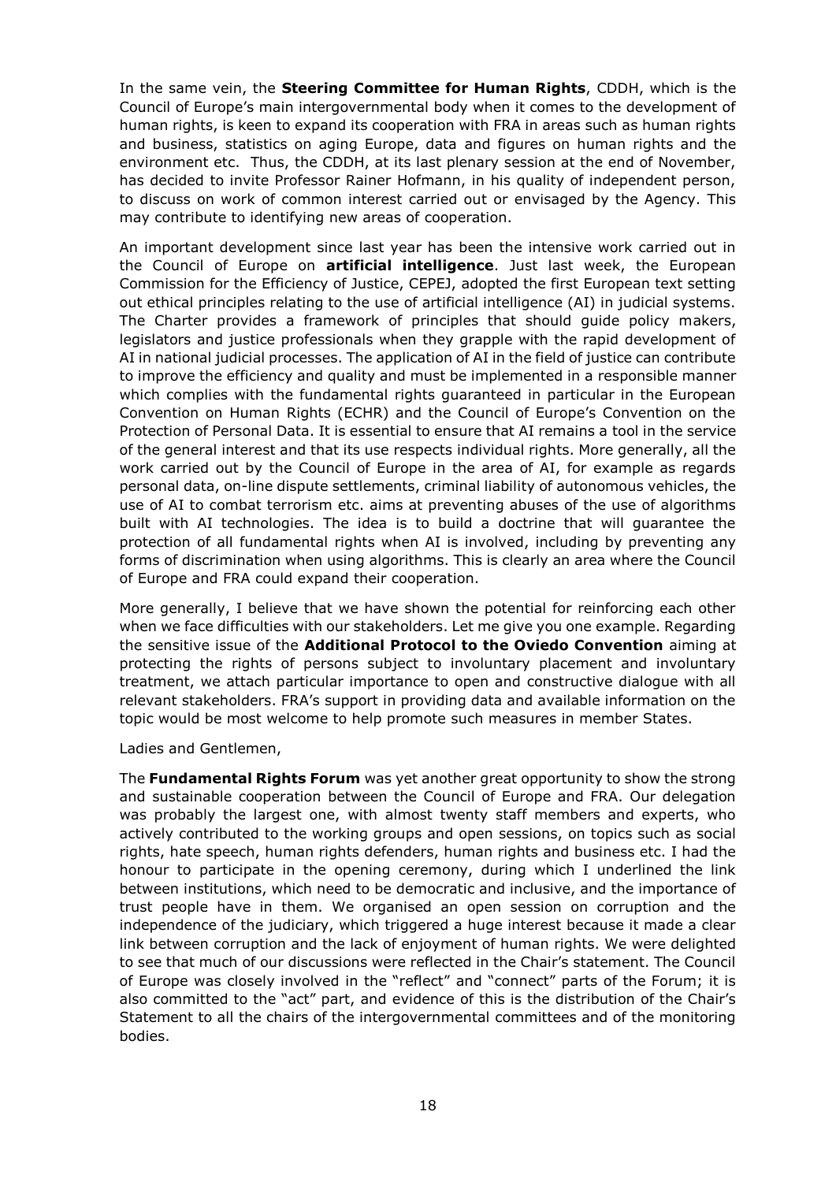In the same vein, the **Steering Committee for Human Rights**, CDDH, which is the Council of Europe's main intergovernmental body when it comes to the development of human rights, is keen to expand its cooperation with FRA in areas such as human rights and business, statistics on aging Europe, data and figures on human rights and the environment etc. Thus, the CDDH, at its last plenary session at the end of November, has decided to invite Professor Rainer Hofmann, in his quality of independent person, to discuss on work of common interest carried out or envisaged by the Agency. This may contribute to identifying new areas of cooperation.

An important development since last year has been the intensive work carried out in the Council of Europe on **artificial intelligence**. Just last week, the European Commission for the Efficiency of Justice, CEPEJ, adopted the first European text setting out ethical principles relating to the use of artificial intelligence (AI) in judicial systems. The Charter provides a framework of principles that should guide policy makers, legislators and justice professionals when they grapple with the rapid development of AI in national judicial processes. The application of AI in the field of justice can contribute to improve the efficiency and quality and must be implemented in a responsible manner which complies with the fundamental rights guaranteed in particular in the European Convention on Human Rights (ECHR) and the Council of Europe's Convention on the Protection of Personal Data. It is essential to ensure that AI remains a tool in the service of the general interest and that its use respects individual rights. More generally, all the work carried out by the Council of Europe in the area of AI, for example as regards personal data, on-line dispute settlements, criminal liability of autonomous vehicles, the use of AI to combat terrorism etc. aims at preventing abuses of the use of algorithms built with AI technologies. The idea is to build a doctrine that will guarantee the protection of all fundamental rights when AI is involved, including by preventing any forms of discrimination when using algorithms. This is clearly an area where the Council of Europe and FRA could expand their cooperation.

More generally, I believe that we have shown the potential for reinforcing each other when we face difficulties with our stakeholders. Let me give you one example. Regarding the sensitive issue of the **Additional Protocol to the Oviedo Convention** aiming at protecting the rights of persons subject to involuntary placement and involuntary treatment, we attach particular importance to open and constructive dialogue with all relevant stakeholders. FRA's support in providing data and available information on the topic would be most welcome to help promote such measures in member States.

Ladies and Gentlemen,

The **Fundamental Rights Forum** was yet another great opportunity to show the strong and sustainable cooperation between the Council of Europe and FRA. Our delegation was probably the largest one, with almost twenty staff members and experts, who actively contributed to the working groups and open sessions, on topics such as social rights, hate speech, human rights defenders, human rights and business etc. I had the honour to participate in the opening ceremony, during which I underlined the link between institutions, which need to be democratic and inclusive, and the importance of trust people have in them. We organised an open session on corruption and the independence of the judiciary, which triggered a huge interest because it made a clear link between corruption and the lack of enjoyment of human rights. We were delighted to see that much of our discussions were reflected in the Chair's statement. The Council of Europe was closely involved in the "reflect" and "connect" parts of the Forum; it is also committed to the "act" part, and evidence of this is the distribution of the Chair's Statement to all the chairs of the intergovernmental committees and of the monitoring bodies.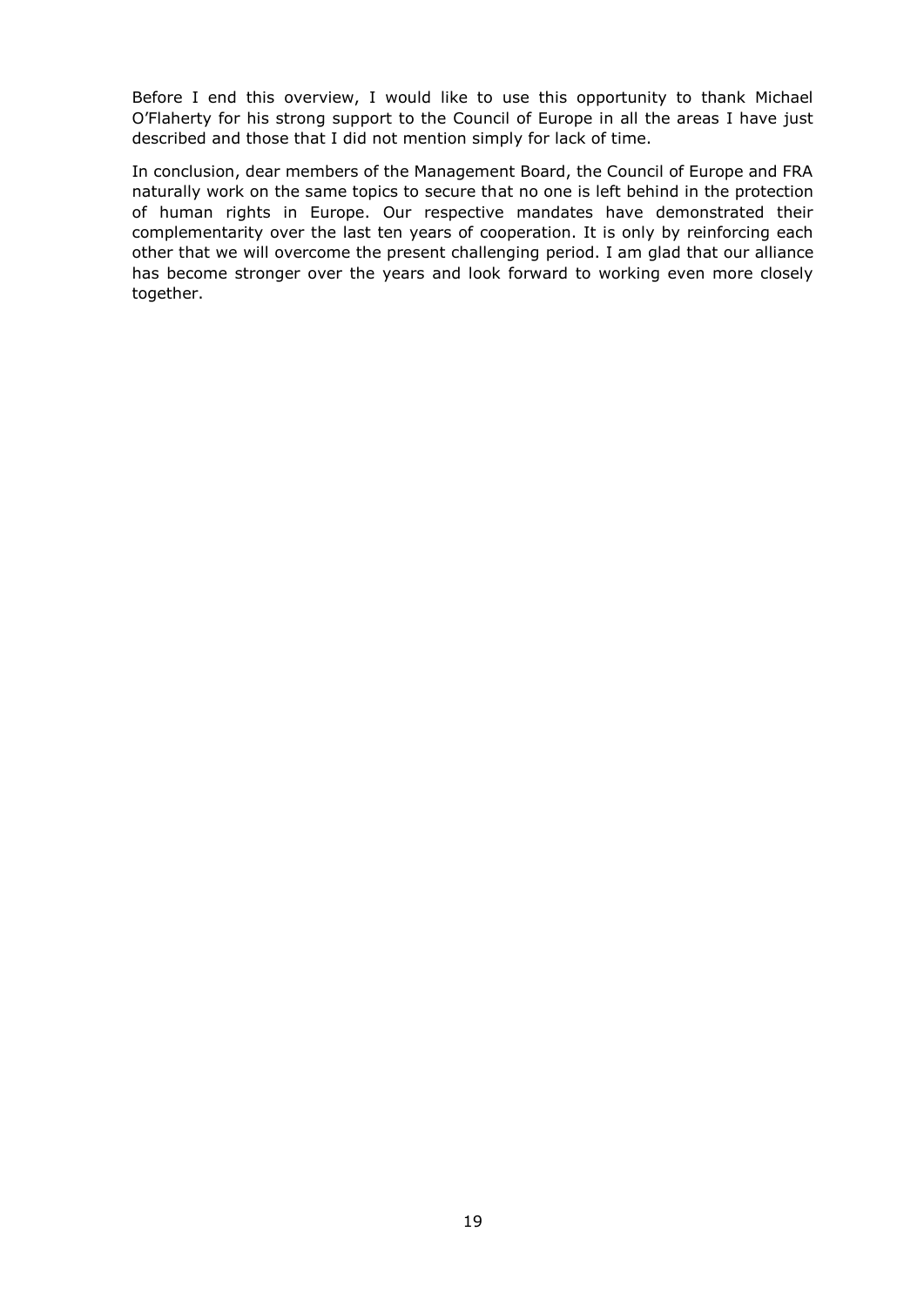Before I end this overview, I would like to use this opportunity to thank Michael O'Flaherty for his strong support to the Council of Europe in all the areas I have just described and those that I did not mention simply for lack of time.

In conclusion, dear members of the Management Board, the Council of Europe and FRA naturally work on the same topics to secure that no one is left behind in the protection of human rights in Europe. Our respective mandates have demonstrated their complementarity over the last ten years of cooperation. It is only by reinforcing each other that we will overcome the present challenging period. I am glad that our alliance has become stronger over the years and look forward to working even more closely together.